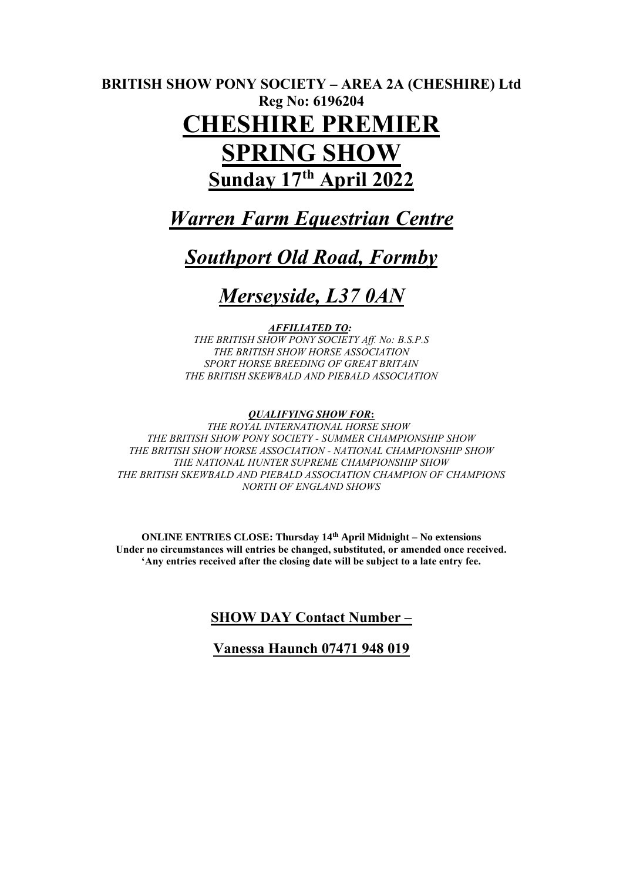**BRITISH SHOW PONY SOCIETY – AREA 2A (CHESHIRE) Ltd**
**Reg No: 6196204**

# CHESHIRE PREMIER SPRING SHOW

## Sunday 17th April 2022

## *Warren Farm Equestrian Centre*

## *Southport Old Road, Formby*

## *Merseyside, L37 0AN*

***AFFILIATED TO:***

*THE BRITISH SHOW PONY SOCIETY Aff. No: B.S.P.S*
*THE BRITISH SHOW HORSE ASSOCIATION*
*SPORT HORSE BREEDING OF GREAT BRITAIN*
*THE BRITISH SKEWBALD AND PIEBALD ASSOCIATION*

***QUALIFYING SHOW FOR*:**

*THE ROYAL INTERNATIONAL HORSE SHOW*
*THE BRITISH SHOW PONY SOCIETY - SUMMER CHAMPIONSHIP SHOW*
*THE BRITISH SHOW HORSE ASSOCIATION - NATIONAL CHAMPIONSHIP SHOW*
*THE NATIONAL HUNTER SUPREME CHAMPIONSHIP SHOW*
*THE BRITISH SKEWBALD AND PIEBALD ASSOCIATION CHAMPION OF CHAMPIONS*
*NORTH OF ENGLAND SHOWS*

**ONLINE ENTRIES CLOSE: Thursday 14th April Midnight – No extensions**
**Under no circumstances will entries be changed, substituted, or amended once received.**
**'Any entries received after the closing date will be subject to a late entry fee.**

**SHOW DAY Contact Number –**

**Vanessa Haunch 07471 948 019**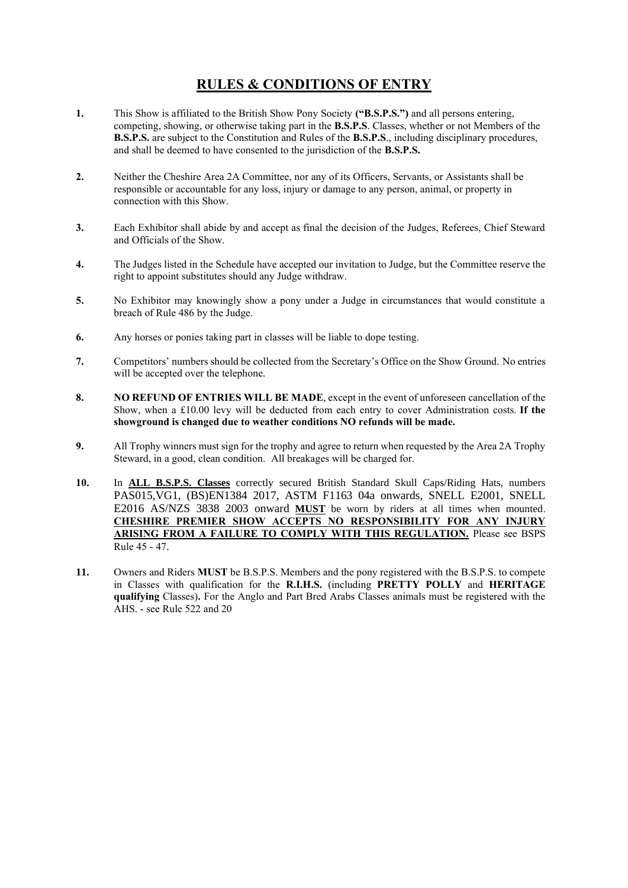# RULES & CONDITIONS OF ENTRY

1. This Show is affiliated to the British Show Pony Society **("B.S.P.S.")** and all persons entering, competing, showing, or otherwise taking part in the **B.S.P.S**. Classes, whether or not Members of the **B.S.P.S.** are subject to the Constitution and Rules of the **B.S.P.S**., including disciplinary procedures, and shall be deemed to have consented to the jurisdiction of the **B.S.P.S.**

2. Neither the Cheshire Area 2A Committee, nor any of its Officers, Servants, or Assistants shall be responsible or accountable for any loss, injury or damage to any person, animal, or property in connection with this Show.

3. Each Exhibitor shall abide by and accept as final the decision of the Judges, Referees, Chief Steward and Officials of the Show.

4. The Judges listed in the Schedule have accepted our invitation to Judge, but the Committee reserve the right to appoint substitutes should any Judge withdraw.

5. No Exhibitor may knowingly show a pony under a Judge in circumstances that would constitute a breach of Rule 486 by the Judge.

6. Any horses or ponies taking part in classes will be liable to dope testing.

7. Competitors' numbers should be collected from the Secretary's Office on the Show Ground. No entries will be accepted over the telephone.

8. **NO REFUND OF ENTRIES WILL BE MADE**, except in the event of unforeseen cancellation of the Show, when a £10.00 levy will be deducted from each entry to cover Administration costs. **If the showground is changed due to weather conditions NO refunds will be made.**

9. All Trophy winners must sign for the trophy and agree to return when requested by the Area 2A Trophy Steward, in a good, clean condition. All breakages will be charged for.

10. In **ALL B.S.P.S. Classes** correctly secured British Standard Skull Caps/Riding Hats, numbers PAS015,VG1, (BS)EN1384 2017, ASTM F1163 04a onwards, SNELL E2001, SNELL E2016 AS/NZS 3838 2003 onward **MUST** be worn by riders at all times when mounted. **CHESHIRE PREMIER SHOW ACCEPTS NO RESPONSIBILITY FOR ANY INJURY ARISING FROM A FAILURE TO COMPLY WITH THIS REGULATION.** Please see BSPS Rule 45 - 47.

11. Owners and Riders **MUST** be B.S.P.S. Members and the pony registered with the B.S.P.S. to compete in Classes with qualification for the **R.I.H.S.** (including **PRETTY POLLY** and **HERITAGE qualifying** Classes)**.** For the Anglo and Part Bred Arabs Classes animals must be registered with the AHS. - see Rule 522 and 20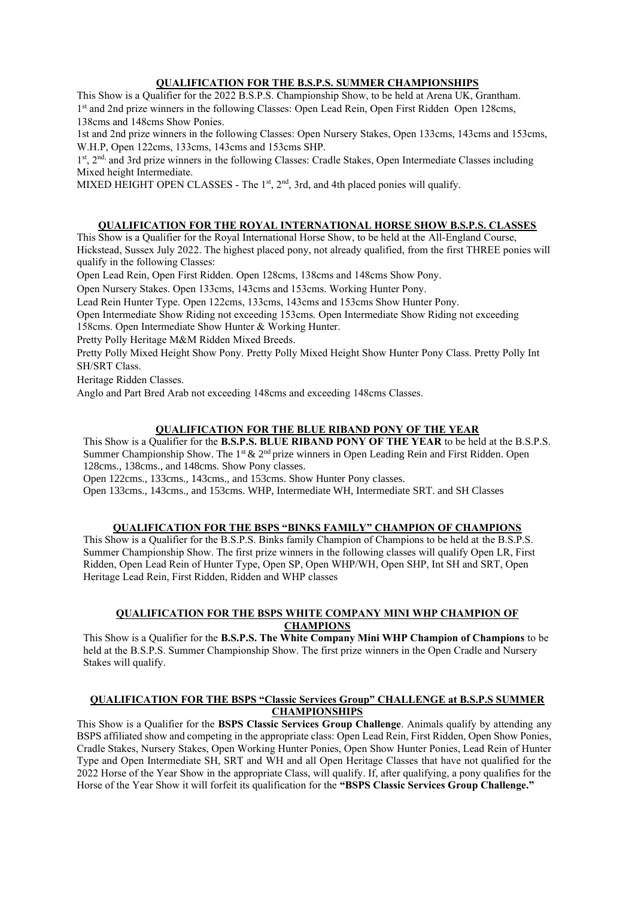## QUALIFICATION FOR THE B.S.P.S. SUMMER CHAMPIONSHIPS

This Show is a Qualifier for the 2022 B.S.P.S. Championship Show, to be held at Arena UK, Grantham.
1st and 2nd prize winners in the following Classes: Open Lead Rein, Open First Ridden Open 128cms, 138cms and 148cms Show Ponies.
1st and 2nd prize winners in the following Classes: Open Nursery Stakes, Open 133cms, 143cms and 153cms, W.H.P, Open 122cms, 133cms, 143cms and 153cms SHP.
1st, 2nd, and 3rd prize winners in the following Classes: Cradle Stakes, Open Intermediate Classes including Mixed height Intermediate.
MIXED HEIGHT OPEN CLASSES - The 1st, 2nd, 3rd, and 4th placed ponies will qualify.

## QUALIFICATION FOR THE ROYAL INTERNATIONAL HORSE SHOW B.S.P.S. CLASSES

This Show is a Qualifier for the Royal International Horse Show, to be held at the All-England Course, Hickstead, Sussex July 2022. The highest placed pony, not already qualified, from the first THREE ponies will qualify in the following Classes:
Open Lead Rein, Open First Ridden. Open 128cms, 138cms and 148cms Show Pony.
Open Nursery Stakes. Open 133cms, 143cms and 153cms. Working Hunter Pony.
Lead Rein Hunter Type. Open 122cms, 133cms, 143cms and 153cms Show Hunter Pony.
Open Intermediate Show Riding not exceeding 153cms. Open Intermediate Show Riding not exceeding 158cms. Open Intermediate Show Hunter & Working Hunter.
Pretty Polly Heritage M&M Ridden Mixed Breeds.
Pretty Polly Mixed Height Show Pony. Pretty Polly Mixed Height Show Hunter Pony Class. Pretty Polly Int SH/SRT Class.
Heritage Ridden Classes.
Anglo and Part Bred Arab not exceeding 148cms and exceeding 148cms Classes.

## QUALIFICATION FOR THE BLUE RIBAND PONY OF THE YEAR

This Show is a Qualifier for the **B.S.P.S. BLUE RIBAND PONY OF THE YEAR** to be held at the B.S.P.S. Summer Championship Show. The 1st & 2nd prize winners in Open Leading Rein and First Ridden. Open 128cms., 138cms., and 148cms. Show Pony classes.
Open 122cms., 133cms., 143cms., and 153cms. Show Hunter Pony classes.
Open 133cms., 143cms., and 153cms. WHP, Intermediate WH, Intermediate SRT. and SH Classes

## QUALIFICATION FOR THE BSPS "BINKS FAMILY" CHAMPION OF CHAMPIONS

This Show is a Qualifier for the B.S.P.S. Binks family Champion of Champions to be held at the B.S.P.S. Summer Championship Show. The first prize winners in the following classes will qualify Open LR, First Ridden, Open Lead Rein of Hunter Type, Open SP, Open WHP/WH, Open SHP, Int SH and SRT, Open Heritage Lead Rein, First Ridden, Ridden and WHP classes

## QUALIFICATION FOR THE BSPS WHITE COMPANY MINI WHP CHAMPION OF CHAMPIONS

This Show is a Qualifier for the **B.S.P.S. The White Company Mini WHP Champion of Champions** to be held at the B.S.P.S. Summer Championship Show. The first prize winners in the Open Cradle and Nursery Stakes will qualify.

## QUALIFICATION FOR THE BSPS "Classic Services Group" CHALLENGE at B.S.P.S SUMMER CHAMPIONSHIPS

This Show is a Qualifier for the **BSPS Classic Services Group Challenge**. Animals qualify by attending any BSPS affiliated show and competing in the appropriate class: Open Lead Rein, First Ridden, Open Show Ponies, Cradle Stakes, Nursery Stakes, Open Working Hunter Ponies, Open Show Hunter Ponies, Lead Rein of Hunter Type and Open Intermediate SH, SRT and WH and all Open Heritage Classes that have not qualified for the 2022 Horse of the Year Show in the appropriate Class, will qualify. If, after qualifying, a pony qualifies for the Horse of the Year Show it will forfeit its qualification for the **"BSPS Classic Services Group Challenge."**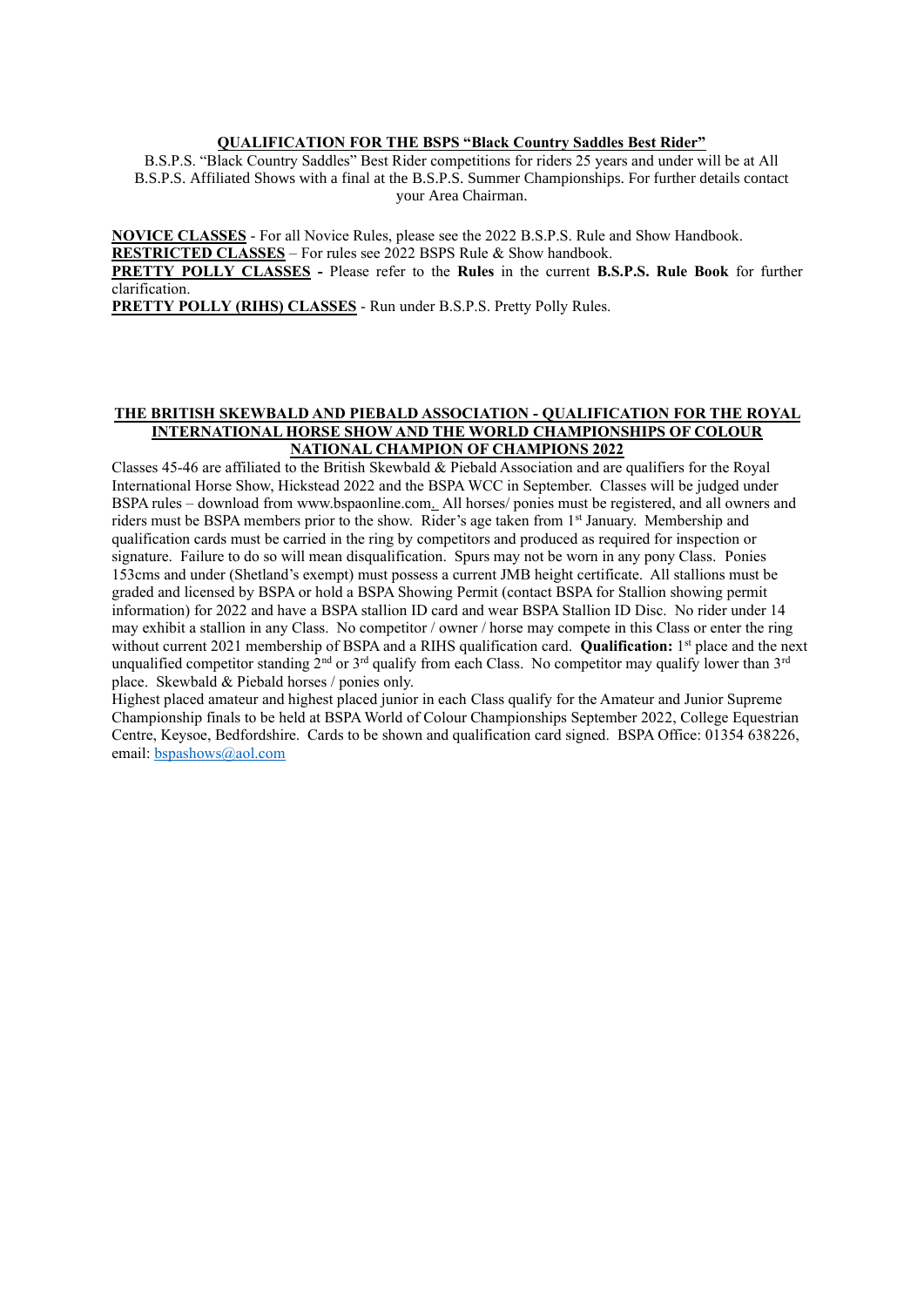**QUALIFICATION FOR THE BSPS "Black Country Saddles Best Rider"**

B.S.P.S. "Black Country Saddles" Best Rider competitions for riders 25 years and under will be at All B.S.P.S. Affiliated Shows with a final at the B.S.P.S. Summer Championships. For further details contact your Area Chairman.

**NOVICE CLASSES** - For all Novice Rules, please see the 2022 B.S.P.S. Rule and Show Handbook.
**RESTRICTED CLASSES** – For rules see 2022 BSPS Rule & Show handbook.
**PRETTY POLLY CLASSES -** Please refer to the **Rules** in the current **B.S.P.S. Rule Book** for further clarification.
**PRETTY POLLY (RIHS) CLASSES** - Run under B.S.P.S. Pretty Polly Rules.

**THE BRITISH SKEWBALD AND PIEBALD ASSOCIATION - QUALIFICATION FOR THE ROYAL INTERNATIONAL HORSE SHOW AND THE WORLD CHAMPIONSHIPS OF COLOUR NATIONAL CHAMPION OF CHAMPIONS 2022**

Classes 45-46 are affiliated to the British Skewbald & Piebald Association and are qualifiers for the Royal International Horse Show, Hickstead 2022 and the BSPA WCC in September. Classes will be judged under BSPA rules – download from www.bspaonline.com. All horses/ ponies must be registered, and all owners and riders must be BSPA members prior to the show. Rider's age taken from 1st January. Membership and qualification cards must be carried in the ring by competitors and produced as required for inspection or signature. Failure to do so will mean disqualification. Spurs may not be worn in any pony Class. Ponies 153cms and under (Shetland's exempt) must possess a current JMB height certificate. All stallions must be graded and licensed by BSPA or hold a BSPA Showing Permit (contact BSPA for Stallion showing permit information) for 2022 and have a BSPA stallion ID card and wear BSPA Stallion ID Disc. No rider under 14 may exhibit a stallion in any Class. No competitor / owner / horse may compete in this Class or enter the ring without current 2021 membership of BSPA and a RIHS qualification card. **Qualification:** 1st place and the next unqualified competitor standing 2nd or 3rd qualify from each Class. No competitor may qualify lower than 3rd place. Skewbald & Piebald horses / ponies only.
Highest placed amateur and highest placed junior in each Class qualify for the Amateur and Junior Supreme Championship finals to be held at BSPA World of Colour Championships September 2022, College Equestrian Centre, Keysoe, Bedfordshire. Cards to be shown and qualification card signed. BSPA Office: 01354 638226, email: bspashows@aol.com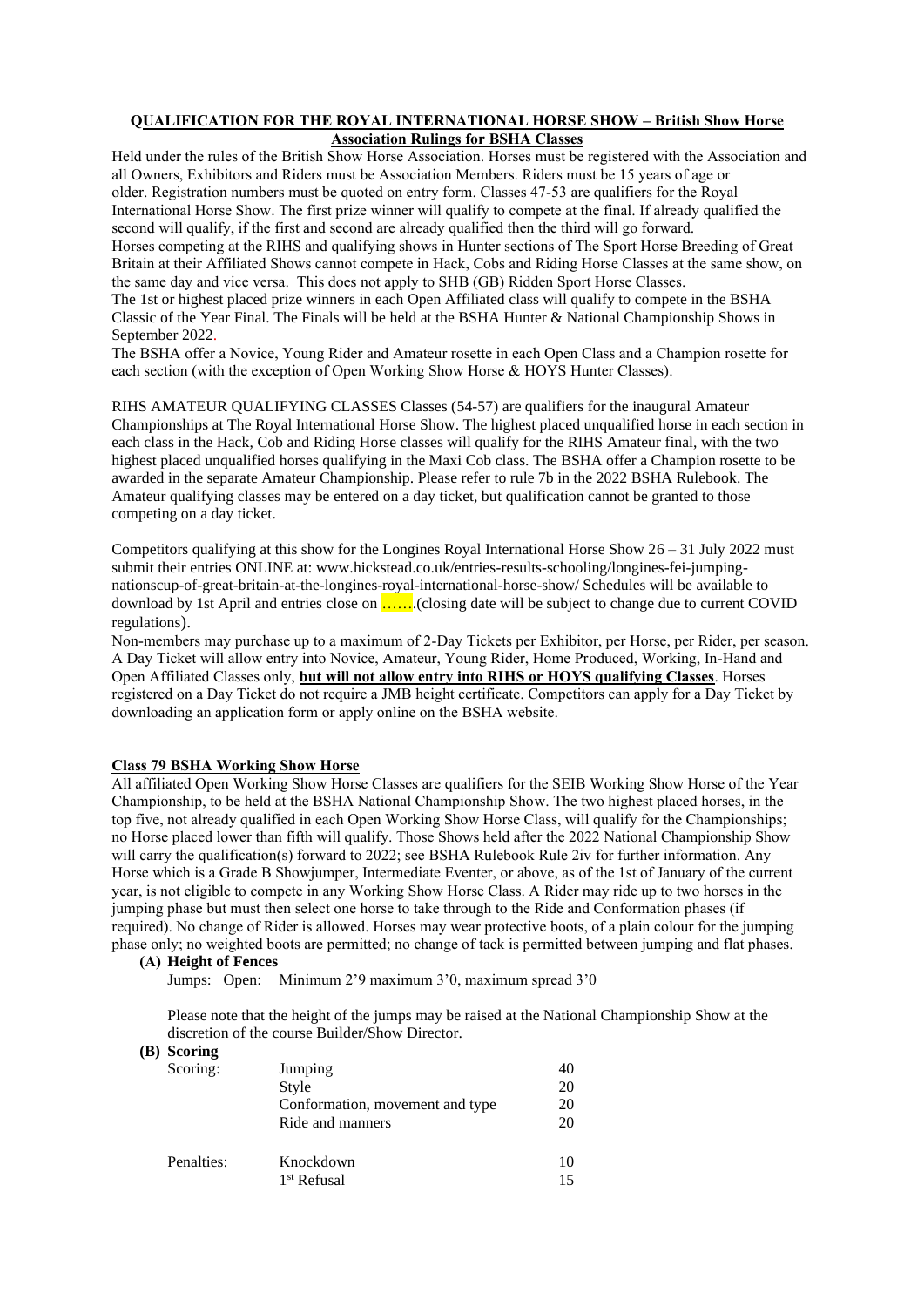**QUALIFICATION FOR THE ROYAL INTERNATIONAL HORSE SHOW – British Show Horse Association Rulings for BSHA Classes**

Held under the rules of the British Show Horse Association. Horses must be registered with the Association and all Owners, Exhibitors and Riders must be Association Members. Riders must be 15 years of age or older. Registration numbers must be quoted on entry form. Classes 47-53 are qualifiers for the Royal International Horse Show. The first prize winner will qualify to compete at the final. If already qualified the second will qualify, if the first and second are already qualified then the third will go forward.
Horses competing at the RIHS and qualifying shows in Hunter sections of The Sport Horse Breeding of Great Britain at their Affiliated Shows cannot compete in Hack, Cobs and Riding Horse Classes at the same show, on the same day and vice versa. This does not apply to SHB (GB) Ridden Sport Horse Classes.
The 1st or highest placed prize winners in each Open Affiliated class will qualify to compete in the BSHA Classic of the Year Final. The Finals will be held at the BSHA Hunter & National Championship Shows in September 2022.
The BSHA offer a Novice, Young Rider and Amateur rosette in each Open Class and a Champion rosette for each section (with the exception of Open Working Show Horse & HOYS Hunter Classes).

RIHS AMATEUR QUALIFYING CLASSES Classes (54-57) are qualifiers for the inaugural Amateur Championships at The Royal International Horse Show. The highest placed unqualified horse in each section in each class in the Hack, Cob and Riding Horse classes will qualify for the RIHS Amateur final, with the two highest placed unqualified horses qualifying in the Maxi Cob class. The BSHA offer a Champion rosette to be awarded in the separate Amateur Championship. Please refer to rule 7b in the 2022 BSHA Rulebook. The Amateur qualifying classes may be entered on a day ticket, but qualification cannot be granted to those competing on a day ticket.

Competitors qualifying at this show for the Longines Royal International Horse Show 26 – 31 July 2022 must submit their entries ONLINE at: www.hickstead.co.uk/entries-results-schooling/longines-fei-jumping-nationscup-of-great-britain-at-the-longines-royal-international-horse-show/ Schedules will be available to download by 1st April and entries close on …….(closing date will be subject to change due to current COVID regulations).
Non-members may purchase up to a maximum of 2-Day Tickets per Exhibitor, per Horse, per Rider, per season. A Day Ticket will allow entry into Novice, Amateur, Young Rider, Home Produced, Working, In-Hand and Open Affiliated Classes only, **but will not allow entry into RIHS or HOYS qualifying Classes**. Horses registered on a Day Ticket do not require a JMB height certificate. Competitors can apply for a Day Ticket by downloading an application form or apply online on the BSHA website.

**Class 79 BSHA Working Show Horse**

All affiliated Open Working Show Horse Classes are qualifiers for the SEIB Working Show Horse of the Year Championship, to be held at the BSHA National Championship Show. The two highest placed horses, in the top five, not already qualified in each Open Working Show Horse Class, will qualify for the Championships; no Horse placed lower than fifth will qualify. Those Shows held after the 2022 National Championship Show will carry the qualification(s) forward to 2022; see BSHA Rulebook Rule 2iv for further information. Any Horse which is a Grade B Showjumper, Intermediate Eventer, or above, as of the 1st of January of the current year, is not eligible to compete in any Working Show Horse Class. A Rider may ride up to two horses in the jumping phase but must then select one horse to take through to the Ride and Conformation phases (if required). No change of Rider is allowed. Horses may wear protective boots, of a plain colour for the jumping phase only; no weighted boots are permitted; no change of tack is permitted between jumping and flat phases.

**(A) Height of Fences**

Jumps: Open: Minimum 2'9 maximum 3'0, maximum spread 3'0

Please note that the height of the jumps may be raised at the National Championship Show at the discretion of the course Builder/Show Director.

**(B) Scoring**

| | | |
|---|---|---|
| Scoring: | Jumping | 40 |
| | Style | 20 |
| | Conformation, movement and type | 20 |
| | Ride and manners | 20 |
| Penalties: | Knockdown | 10 |
| | 1st Refusal | 15 |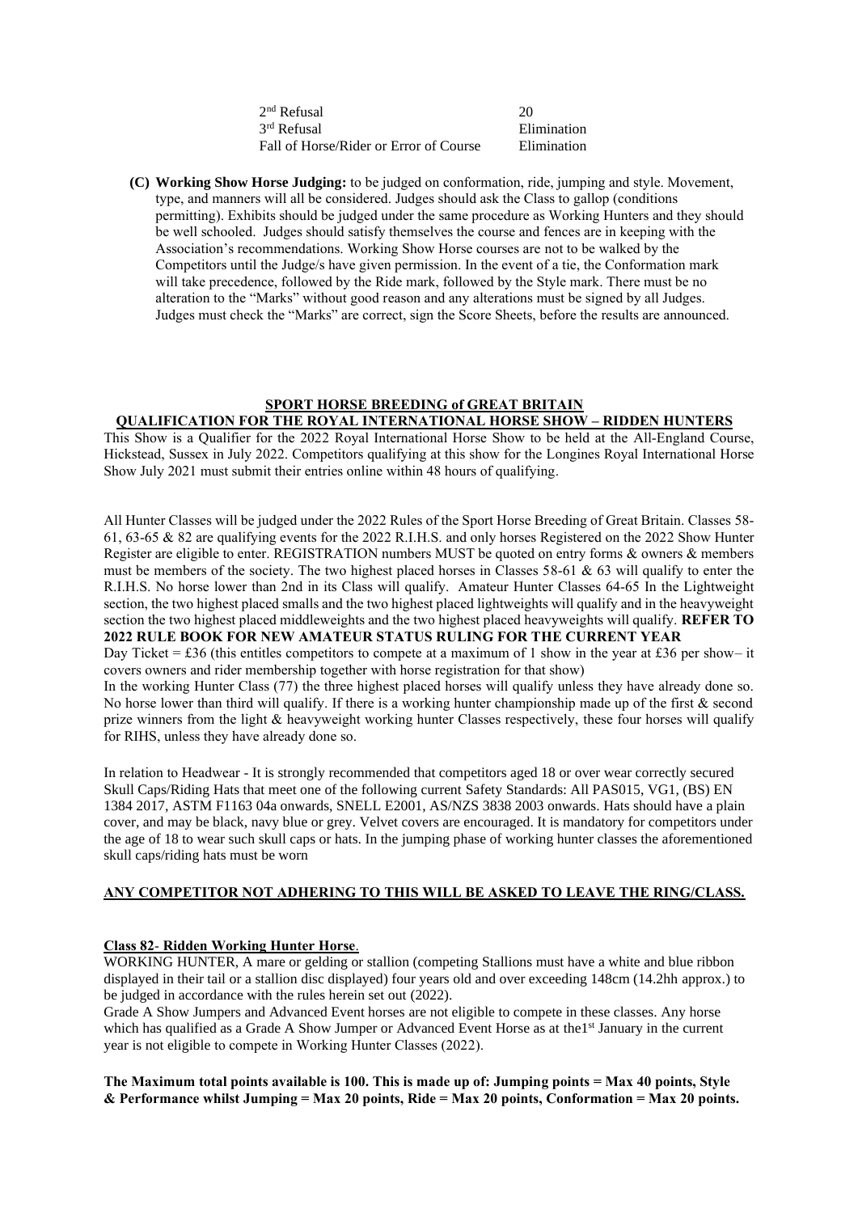| | |
|---|---|
| 2nd Refusal | 20 |
| 3rd Refusal | Elimination |
| Fall of Horse/Rider or Error of Course | Elimination |

**(C) Working Show Horse Judging:** to be judged on conformation, ride, jumping and style. Movement, type, and manners will all be considered. Judges should ask the Class to gallop (conditions permitting). Exhibits should be judged under the same procedure as Working Hunters and they should be well schooled. Judges should satisfy themselves the course and fences are in keeping with the Association's recommendations. Working Show Horse courses are not to be walked by the Competitors until the Judge/s have given permission. In the event of a tie, the Conformation mark will take precedence, followed by the Ride mark, followed by the Style mark. There must be no alteration to the "Marks" without good reason and any alterations must be signed by all Judges. Judges must check the "Marks" are correct, sign the Score Sheets, before the results are announced.

## SPORT HORSE BREEDING of GREAT BRITAIN
## QUALIFICATION FOR THE ROYAL INTERNATIONAL HORSE SHOW – RIDDEN HUNTERS

This Show is a Qualifier for the 2022 Royal International Horse Show to be held at the All-England Course, Hickstead, Sussex in July 2022. Competitors qualifying at this show for the Longines Royal International Horse Show July 2021 must submit their entries online within 48 hours of qualifying.

All Hunter Classes will be judged under the 2022 Rules of the Sport Horse Breeding of Great Britain. Classes 58-61, 63-65 & 82 are qualifying events for the 2022 R.I.H.S. and only horses Registered on the 2022 Show Hunter Register are eligible to enter. REGISTRATION numbers MUST be quoted on entry forms & owners & members must be members of the society. The two highest placed horses in Classes 58-61 & 63 will qualify to enter the R.I.H.S. No horse lower than 2nd in its Class will qualify. Amateur Hunter Classes 64-65 In the Lightweight section, the two highest placed smalls and the two highest placed lightweights will qualify and in the heavyweight section the two highest placed middleweights and the two highest placed heavyweights will qualify. **REFER TO 2022 RULE BOOK FOR NEW AMATEUR STATUS RULING FOR THE CURRENT YEAR**

Day Ticket = £36 (this entitles competitors to compete at a maximum of 1 show in the year at £36 per show– it covers owners and rider membership together with horse registration for that show)

In the working Hunter Class (77) the three highest placed horses will qualify unless they have already done so. No horse lower than third will qualify. If there is a working hunter championship made up of the first & second prize winners from the light & heavyweight working hunter Classes respectively, these four horses will qualify for RIHS, unless they have already done so.

In relation to Headwear - It is strongly recommended that competitors aged 18 or over wear correctly secured Skull Caps/Riding Hats that meet one of the following current Safety Standards: All PAS015, VG1, (BS) EN 1384 2017, ASTM F1163 04a onwards, SNELL E2001, AS/NZS 3838 2003 onwards. Hats should have a plain cover, and may be black, navy blue or grey. Velvet covers are encouraged. It is mandatory for competitors under the age of 18 to wear such skull caps or hats. In the jumping phase of working hunter classes the aforementioned skull caps/riding hats must be worn

**ANY COMPETITOR NOT ADHERING TO THIS WILL BE ASKED TO LEAVE THE RING/CLASS.**

**Class 82- Ridden Working Hunter Horse.**

WORKING HUNTER, A mare or gelding or stallion (competing Stallions must have a white and blue ribbon displayed in their tail or a stallion disc displayed) four years old and over exceeding 148cm (14.2hh approx.) to be judged in accordance with the rules herein set out (2022).

Grade A Show Jumpers and Advanced Event horses are not eligible to compete in these classes. Any horse which has qualified as a Grade A Show Jumper or Advanced Event Horse as at the1st January in the current year is not eligible to compete in Working Hunter Classes (2022).

**The Maximum total points available is 100. This is made up of: Jumping points = Max 40 points, Style & Performance whilst Jumping = Max 20 points, Ride = Max 20 points, Conformation = Max 20 points.**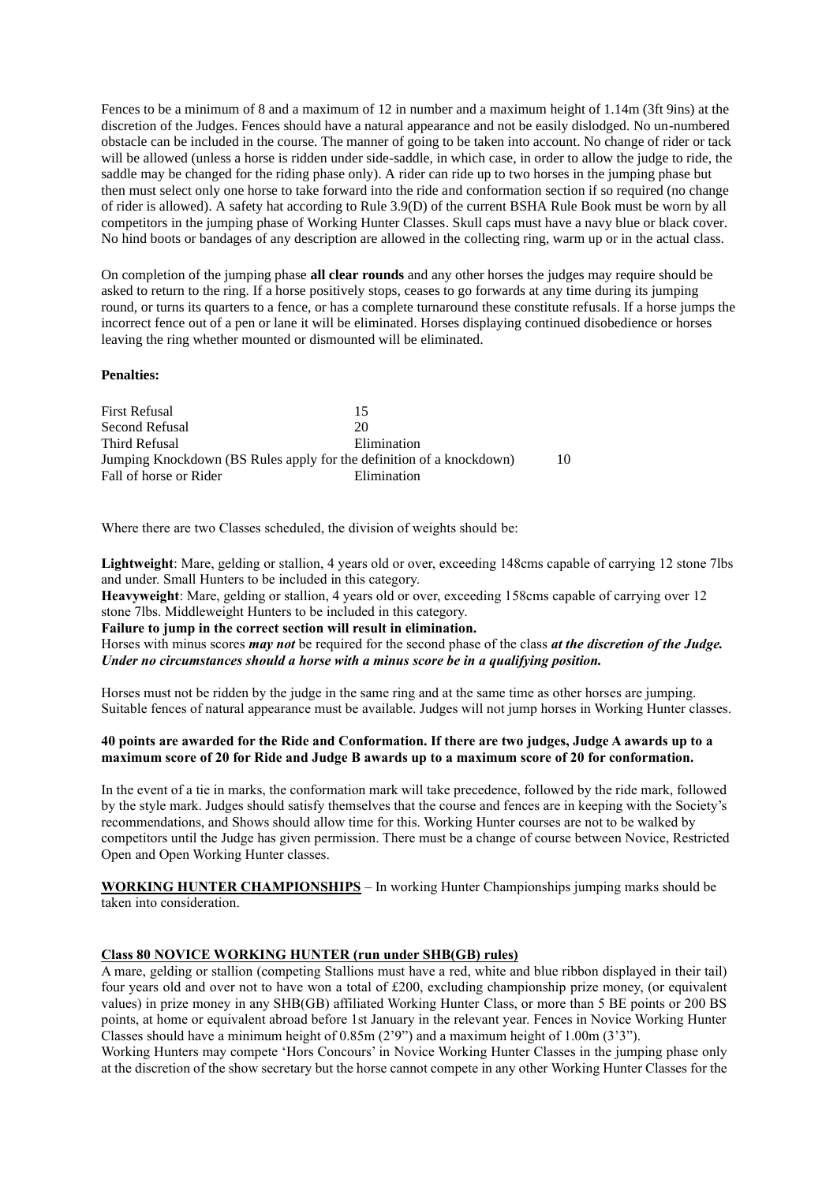Fences to be a minimum of 8 and a maximum of 12 in number and a maximum height of 1.14m (3ft 9ins) at the discretion of the Judges. Fences should have a natural appearance and not be easily dislodged. No un-numbered obstacle can be included in the course. The manner of going to be taken into account. No change of rider or tack will be allowed (unless a horse is ridden under side-saddle, in which case, in order to allow the judge to ride, the saddle may be changed for the riding phase only). A rider can ride up to two horses in the jumping phase but then must select only one horse to take forward into the ride and conformation section if so required (no change of rider is allowed). A safety hat according to Rule 3.9(D) of the current BSHA Rule Book must be worn by all competitors in the jumping phase of Working Hunter Classes. Skull caps must have a navy blue or black cover. No hind boots or bandages of any description are allowed in the collecting ring, warm up or in the actual class.

On completion of the jumping phase **all clear rounds** and any other horses the judges may require should be asked to return to the ring. If a horse positively stops, ceases to go forwards at any time during its jumping round, or turns its quarters to a fence, or has a complete turnaround these constitute refusals. If a horse jumps the incorrect fence out of a pen or lane it will be eliminated. Horses displaying continued disobedience or horses leaving the ring whether mounted or dismounted will be eliminated.

**Penalties:**

| | |
|---|---|
| First Refusal | 15 |
| Second Refusal | 20 |
| Third Refusal | Elimination |
| Jumping Knockdown (BS Rules apply for the definition of a knockdown) | 10 |
| Fall of horse or Rider | Elimination |

Where there are two Classes scheduled, the division of weights should be:

**Lightweight**: Mare, gelding or stallion, 4 years old or over, exceeding 148cms capable of carrying 12 stone 7lbs and under. Small Hunters to be included in this category.
**Heavyweight**: Mare, gelding or stallion, 4 years old or over, exceeding 158cms capable of carrying over 12 stone 7lbs. Middleweight Hunters to be included in this category.
**Failure to jump in the correct section will result in elimination.**
Horses with minus scores ***may not*** be required for the second phase of the class ***at the discretion of the Judge. Under no circumstances should a horse with a minus score be in a qualifying position.***

Horses must not be ridden by the judge in the same ring and at the same time as other horses are jumping. Suitable fences of natural appearance must be available. Judges will not jump horses in Working Hunter classes.

**40 points are awarded for the Ride and Conformation. If there are two judges, Judge A awards up to a maximum score of 20 for Ride and Judge B awards up to a maximum score of 20 for conformation.**

In the event of a tie in marks, the conformation mark will take precedence, followed by the ride mark, followed by the style mark. Judges should satisfy themselves that the course and fences are in keeping with the Society's recommendations, and Shows should allow time for this. Working Hunter courses are not to be walked by competitors until the Judge has given permission. There must be a change of course between Novice, Restricted Open and Open Working Hunter classes.

**WORKING HUNTER CHAMPIONSHIPS** – In working Hunter Championships jumping marks should be taken into consideration.

**Class 80 NOVICE WORKING HUNTER (run under SHB(GB) rules)**
A mare, gelding or stallion (competing Stallions must have a red, white and blue ribbon displayed in their tail) four years old and over not to have won a total of £200, excluding championship prize money, (or equivalent values) in prize money in any SHB(GB) affiliated Working Hunter Class, or more than 5 BE points or 200 BS points, at home or equivalent abroad before 1st January in the relevant year. Fences in Novice Working Hunter Classes should have a minimum height of 0.85m (2'9") and a maximum height of 1.00m (3'3").
Working Hunters may compete 'Hors Concours' in Novice Working Hunter Classes in the jumping phase only at the discretion of the show secretary but the horse cannot compete in any other Working Hunter Classes for the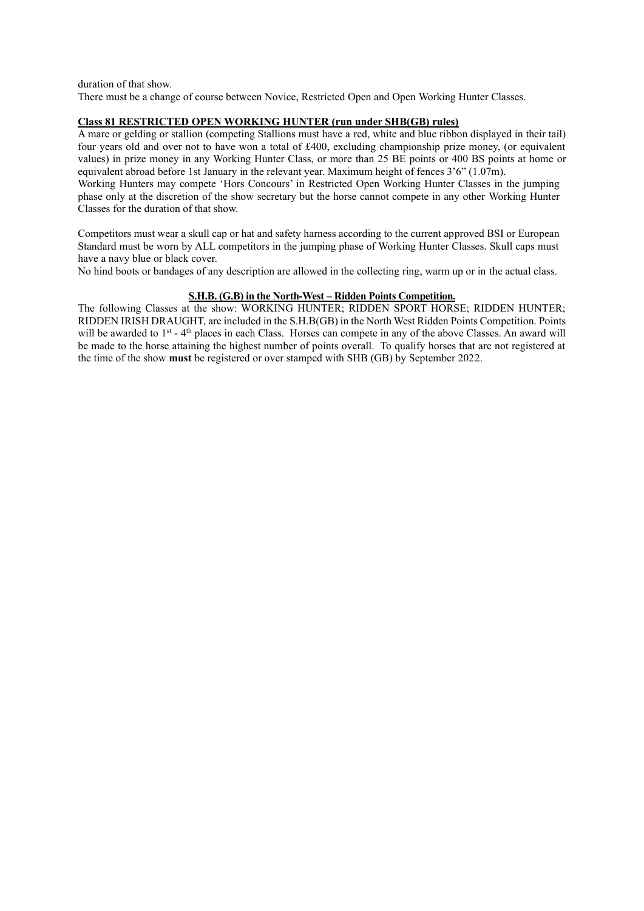duration of that show.

There must be a change of course between Novice, Restricted Open and Open Working Hunter Classes.

**Class 81 RESTRICTED OPEN WORKING HUNTER (run under SHB(GB) rules)**

A mare or gelding or stallion (competing Stallions must have a red, white and blue ribbon displayed in their tail) four years old and over not to have won a total of £400, excluding championship prize money, (or equivalent values) in prize money in any Working Hunter Class, or more than 25 BE points or 400 BS points at home or equivalent abroad before 1st January in the relevant year. Maximum height of fences 3'6" (1.07m).

Working Hunters may compete 'Hors Concours' in Restricted Open Working Hunter Classes in the jumping phase only at the discretion of the show secretary but the horse cannot compete in any other Working Hunter Classes for the duration of that show.

Competitors must wear a skull cap or hat and safety harness according to the current approved BSI or European Standard must be worn by ALL competitors in the jumping phase of Working Hunter Classes. Skull caps must have a navy blue or black cover.

No hind boots or bandages of any description are allowed in the collecting ring, warm up or in the actual class.

**S.H.B. (G.B) in the North-West – Ridden Points Competition.**

The following Classes at the show: WORKING HUNTER; RIDDEN SPORT HORSE; RIDDEN HUNTER; RIDDEN IRISH DRAUGHT, are included in the S.H.B(GB) in the North West Ridden Points Competition. Points will be awarded to 1st - 4th places in each Class. Horses can compete in any of the above Classes. An award will be made to the horse attaining the highest number of points overall. To qualify horses that are not registered at the time of the show **must** be registered or over stamped with SHB (GB) by September 2022.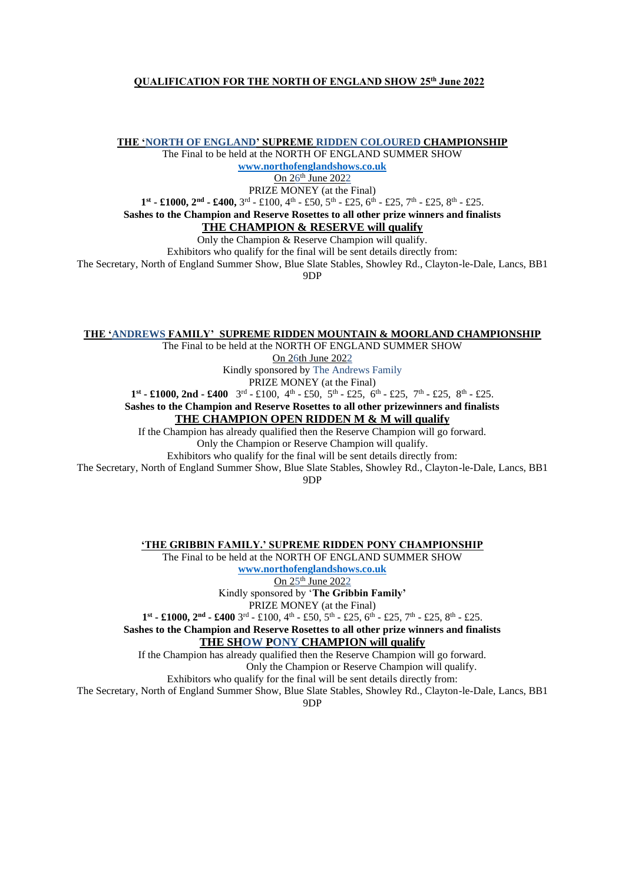## QUALIFICATION FOR THE NORTH OF ENGLAND SHOW 25th June 2022

### THE 'NORTH OF ENGLAND' SUPREME RIDDEN COLOURED CHAMPIONSHIP

The Final to be held at the NORTH OF ENGLAND SUMMER SHOW

www.northofenglandshows.co.uk

On 26th June 2022

PRIZE MONEY (at the Final)

**1st - £1000, 2nd - £400,** 3rd - £100, 4th - £50, 5th - £25, 6th - £25, 7th - £25, 8th - £25.

**Sashes to the Champion and Reserve Rosettes to all other prize winners and finalists**

**THE CHAMPION & RESERVE will qualify**

Only the Champion & Reserve Champion will qualify.

Exhibitors who qualify for the final will be sent details directly from:

The Secretary, North of England Summer Show, Blue Slate Stables, Showley Rd., Clayton-le-Dale, Lancs, BB1 9DP

### THE 'ANDREWS FAMILY' SUPREME RIDDEN MOUNTAIN & MOORLAND CHAMPIONSHIP

The Final to be held at the NORTH OF ENGLAND SUMMER SHOW

On 26th June 2022

Kindly sponsored by The Andrews Family

PRIZE MONEY (at the Final)

**1st - £1000, 2nd - £400** 3rd - £100, 4th - £50, 5th - £25, 6th - £25, 7th - £25, 8th - £25.

**Sashes to the Champion and Reserve Rosettes to all other prizewinners and finalists**

**THE CHAMPION OPEN RIDDEN M & M will qualify**

If the Champion has already qualified then the Reserve Champion will go forward.

Only the Champion or Reserve Champion will qualify.

Exhibitors who qualify for the final will be sent details directly from:

The Secretary, North of England Summer Show, Blue Slate Stables, Showley Rd., Clayton-le-Dale, Lancs, BB1 9DP

### 'THE GRIBBIN FAMILY.' SUPREME RIDDEN PONY CHAMPIONSHIP

The Final to be held at the NORTH OF ENGLAND SUMMER SHOW

www.northofenglandshows.co.uk

On 25th June 2022

Kindly sponsored by '**The Gribbin Family'**

PRIZE MONEY (at the Final)

**1st - £1000, 2nd - £400** 3rd - £100, 4th - £50, 5th - £25, 6th - £25, 7th - £25, 8th - £25.

**Sashes to the Champion and Reserve Rosettes to all other prize winners and finalists**

**THE SHOW PONY CHAMPION will qualify**

If the Champion has already qualified then the Reserve Champion will go forward.

Only the Champion or Reserve Champion will qualify.

Exhibitors who qualify for the final will be sent details directly from:

The Secretary, North of England Summer Show, Blue Slate Stables, Showley Rd., Clayton-le-Dale, Lancs, BB1 9DP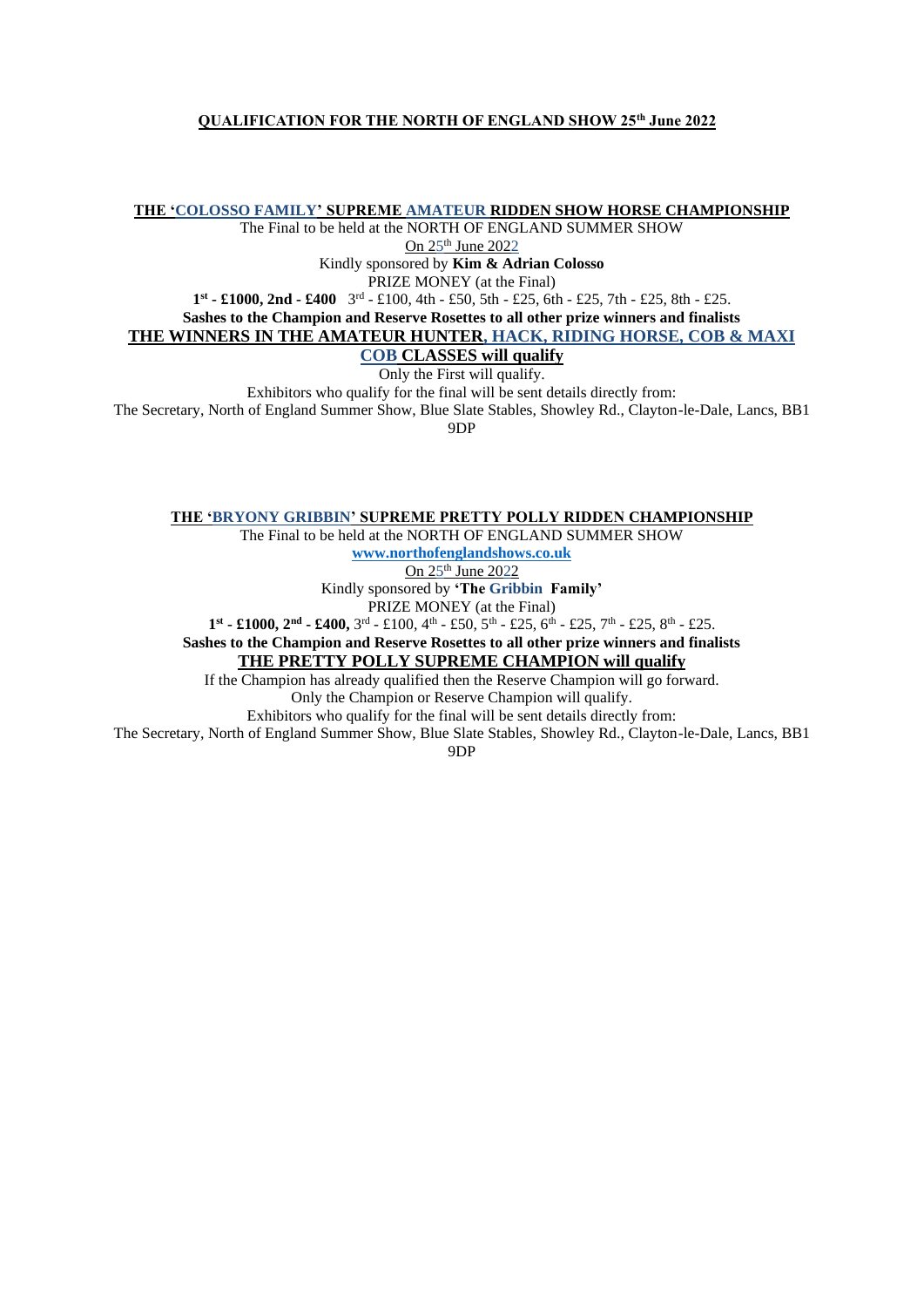**QUALIFICATION FOR THE NORTH OF ENGLAND SHOW 25th June 2022**

**THE 'COLOSSO FAMILY' SUPREME AMATEUR RIDDEN SHOW HORSE CHAMPIONSHIP**

The Final to be held at the NORTH OF ENGLAND SUMMER SHOW

On 25th June 2022

Kindly sponsored by **Kim & Adrian Colosso**

PRIZE MONEY (at the Final)

**1st - £1000, 2nd - £400** 3rd - £100, 4th - £50, 5th - £25, 6th - £25, 7th - £25, 8th - £25.

**Sashes to the Champion and Reserve Rosettes to all other prize winners and finalists**

**THE WINNERS IN THE AMATEUR HUNTER, HACK, RIDING HORSE, COB & MAXI COB CLASSES will qualify**

Only the First will qualify.

Exhibitors who qualify for the final will be sent details directly from:

The Secretary, North of England Summer Show, Blue Slate Stables, Showley Rd., Clayton-le-Dale, Lancs, BB1 9DP

**THE 'BRYONY GRIBBIN' SUPREME PRETTY POLLY RIDDEN CHAMPIONSHIP**

The Final to be held at the NORTH OF ENGLAND SUMMER SHOW

**www.northofenglandshows.co.uk**

On 25th June 2022

Kindly sponsored by **'The Gribbin Family'**

PRIZE MONEY (at the Final)

**1st - £1000, 2nd - £400,** 3rd - £100, 4th - £50, 5th - £25, 6th - £25, 7th - £25, 8th - £25.

**Sashes to the Champion and Reserve Rosettes to all other prize winners and finalists**

**THE PRETTY POLLY SUPREME CHAMPION will qualify**

If the Champion has already qualified then the Reserve Champion will go forward.

Only the Champion or Reserve Champion will qualify.

Exhibitors who qualify for the final will be sent details directly from:

The Secretary, North of England Summer Show, Blue Slate Stables, Showley Rd., Clayton-le-Dale, Lancs, BB1 9DP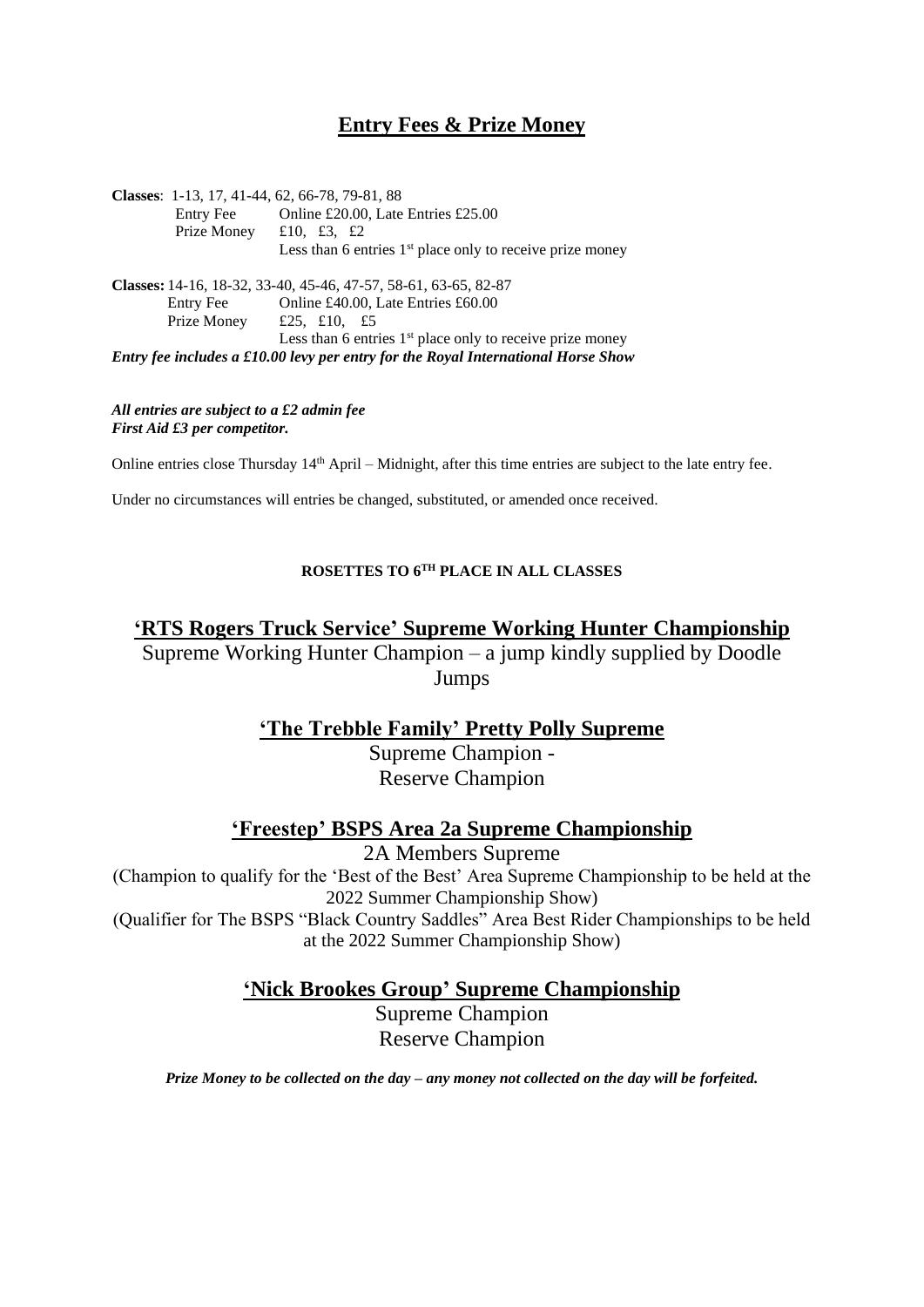## Entry Fees & Prize Money

**Classes**: 1-13, 17, 41-44, 62, 66-78, 79-81, 88

Entry Fee Online £20.00, Late Entries £25.00

Prize Money £10, £3, £2

Less than 6 entries 1st place only to receive prize money

**Classes:** 14-16, 18-32, 33-40, 45-46, 47-57, 58-61, 63-65, 82-87

Entry Fee Online £40.00, Late Entries £60.00

Prize Money £25, £10, £5

Less than 6 entries 1st place only to receive prize money

***Entry fee includes a £10.00 levy per entry for the Royal International Horse Show***

***All entries are subject to a £2 admin fee***
***First Aid £3 per competitor.***

Online entries close Thursday 14th April – Midnight, after this time entries are subject to the late entry fee.

Under no circumstances will entries be changed, substituted, or amended once received.

**ROSETTES TO 6TH PLACE IN ALL CLASSES**

## 'RTS Rogers Truck Service' Supreme Working Hunter Championship

Supreme Working Hunter Champion – a jump kindly supplied by Doodle Jumps

### 'The Trebble Family' Pretty Polly Supreme

Supreme Champion -
Reserve Champion

### 'Freestep' BSPS Area 2a Supreme Championship

2A Members Supreme

(Champion to qualify for the 'Best of the Best' Area Supreme Championship to be held at the 2022 Summer Championship Show)

(Qualifier for The BSPS "Black Country Saddles" Area Best Rider Championships to be held at the 2022 Summer Championship Show)

### 'Nick Brookes Group' Supreme Championship

Supreme Champion
Reserve Champion

***Prize Money to be collected on the day – any money not collected on the day will be forfeited.***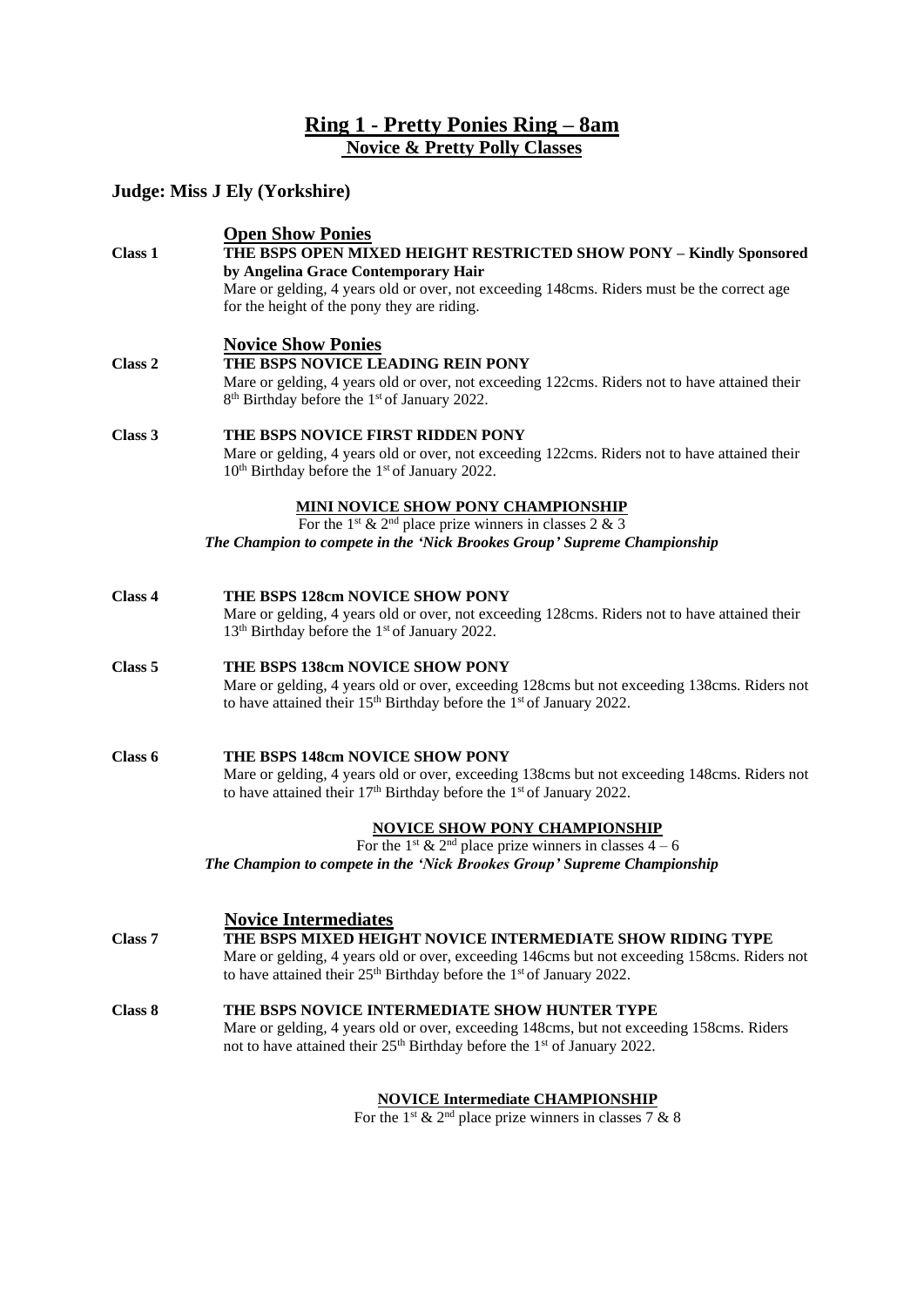## Ring 1 - Pretty Ponies Ring – 8am

### Novice & Pretty Polly Classes

### Judge: Miss J Ely (Yorkshire)

#### Open Show Ponies

**Class 1** **THE BSPS OPEN MIXED HEIGHT RESTRICTED SHOW PONY – Kindly Sponsored by Angelina Grace Contemporary Hair**
Mare or gelding, 4 years old or over, not exceeding 148cms. Riders must be the correct age for the height of the pony they are riding.

#### Novice Show Ponies

**Class 2** **THE BSPS NOVICE LEADING REIN PONY**
Mare or gelding, 4 years old or over, not exceeding 122cms. Riders not to have attained their 8th Birthday before the 1st of January 2022.

**Class 3** **THE BSPS NOVICE FIRST RIDDEN PONY**
Mare or gelding, 4 years old or over, not exceeding 122cms. Riders not to have attained their 10th Birthday before the 1st of January 2022.

**MINI NOVICE SHOW PONY CHAMPIONSHIP**
For the 1st & 2nd place prize winners in classes 2 & 3
***The Champion to compete in the 'Nick Brookes Group' Supreme Championship***

**Class 4** **THE BSPS 128cm NOVICE SHOW PONY**
Mare or gelding, 4 years old or over, not exceeding 128cms. Riders not to have attained their 13th Birthday before the 1st of January 2022.

**Class 5** **THE BSPS 138cm NOVICE SHOW PONY**
Mare or gelding, 4 years old or over, exceeding 128cms but not exceeding 138cms. Riders not to have attained their 15th Birthday before the 1st of January 2022.

**Class 6** **THE BSPS 148cm NOVICE SHOW PONY**
Mare or gelding, 4 years old or over, exceeding 138cms but not exceeding 148cms. Riders not to have attained their 17th Birthday before the 1st of January 2022.

**NOVICE SHOW PONY CHAMPIONSHIP**
For the 1st & 2nd place prize winners in classes 4 – 6
***The Champion to compete in the 'Nick Brookes Group' Supreme Championship***

#### Novice Intermediates

**Class 7** **THE BSPS MIXED HEIGHT NOVICE INTERMEDIATE SHOW RIDING TYPE**
Mare or gelding, 4 years old or over, exceeding 146cms but not exceeding 158cms. Riders not to have attained their 25th Birthday before the 1st of January 2022.

**Class 8** **THE BSPS NOVICE INTERMEDIATE SHOW HUNTER TYPE**
Mare or gelding, 4 years old or over, exceeding 148cms, but not exceeding 158cms. Riders not to have attained their 25th Birthday before the 1st of January 2022.

**NOVICE Intermediate CHAMPIONSHIP**
For the 1st & 2nd place prize winners in classes 7 & 8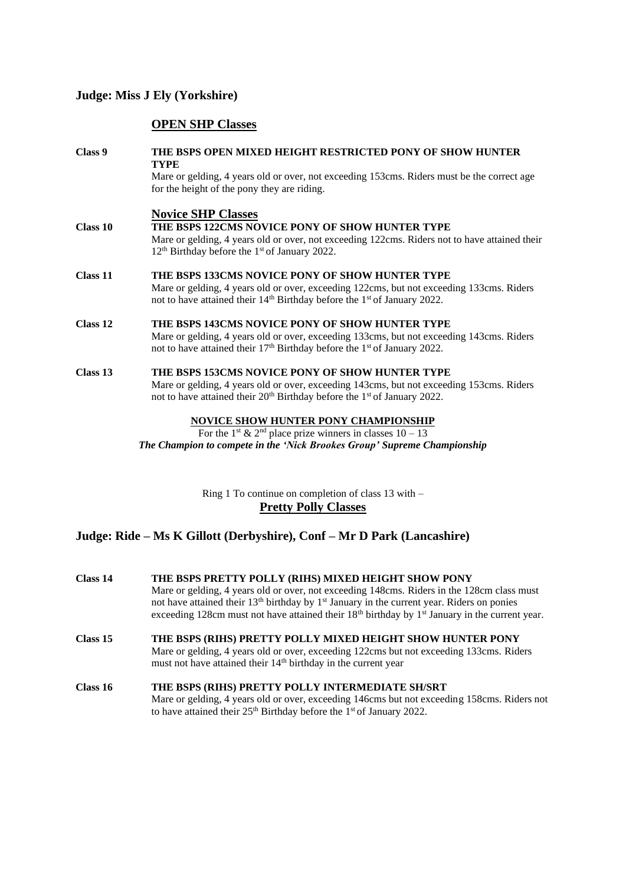## Judge: Miss J Ely (Yorkshire)

### OPEN SHP Classes

**Class 9** **THE BSPS OPEN MIXED HEIGHT RESTRICTED PONY OF SHOW HUNTER TYPE**
Mare or gelding, 4 years old or over, not exceeding 153cms. Riders must be the correct age for the height of the pony they are riding.

### Novice SHP Classes

**Class 10** **THE BSPS 122CMS NOVICE PONY OF SHOW HUNTER TYPE**
Mare or gelding, 4 years old or over, not exceeding 122cms. Riders not to have attained their 12th Birthday before the 1st of January 2022.

**Class 11** **THE BSPS 133CMS NOVICE PONY OF SHOW HUNTER TYPE**
Mare or gelding, 4 years old or over, exceeding 122cms, but not exceeding 133cms. Riders not to have attained their 14th Birthday before the 1st of January 2022.

**Class 12** **THE BSPS 143CMS NOVICE PONY OF SHOW HUNTER TYPE**
Mare or gelding, 4 years old or over, exceeding 133cms, but not exceeding 143cms. Riders not to have attained their 17th Birthday before the 1st of January 2022.

**Class 13** **THE BSPS 153CMS NOVICE PONY OF SHOW HUNTER TYPE**
Mare or gelding, 4 years old or over, exceeding 143cms, but not exceeding 153cms. Riders not to have attained their 20th Birthday before the 1st of January 2022.

**NOVICE SHOW HUNTER PONY CHAMPIONSHIP**
For the 1st & 2nd place prize winners in classes 10 – 13
***The Champion to compete in the 'Nick Brookes Group' Supreme Championship***

Ring 1 To continue on completion of class 13 with –
**Pretty Polly Classes**

## Judge: Ride – Ms K Gillott (Derbyshire), Conf – Mr D Park (Lancashire)

**Class 14** **THE BSPS PRETTY POLLY (RIHS) MIXED HEIGHT SHOW PONY**
Mare or gelding, 4 years old or over, not exceeding 148cms. Riders in the 128cm class must not have attained their 13th birthday by 1st January in the current year. Riders on ponies exceeding 128cm must not have attained their 18th birthday by 1st January in the current year.

**Class 15** **THE BSPS (RIHS) PRETTY POLLY MIXED HEIGHT SHOW HUNTER PONY**
Mare or gelding, 4 years old or over, exceeding 122cms but not exceeding 133cms. Riders must not have attained their 14th birthday in the current year

**Class 16** **THE BSPS (RIHS) PRETTY POLLY INTERMEDIATE SH/SRT**
Mare or gelding, 4 years old or over, exceeding 146cms but not exceeding 158cms. Riders not to have attained their 25th Birthday before the 1st of January 2022.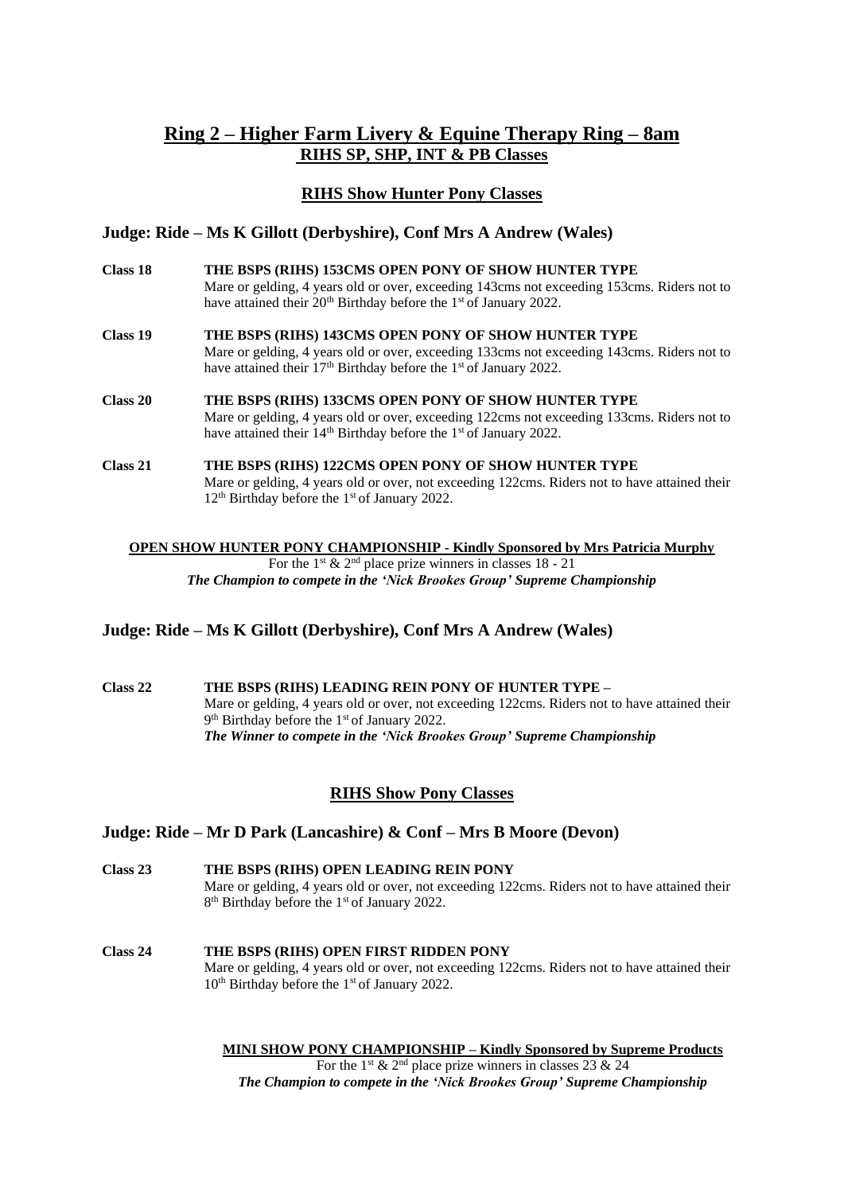## Ring 2 – Higher Farm Livery & Equine Therapy Ring – 8am

### RIHS SP, SHP, INT & PB Classes

### RIHS Show Hunter Pony Classes

**Judge: Ride – Ms K Gillott (Derbyshire), Conf Mrs A Andrew (Wales)**

**Class 18** **THE BSPS (RIHS) 153CMS OPEN PONY OF SHOW HUNTER TYPE**
Mare or gelding, 4 years old or over, exceeding 143cms not exceeding 153cms. Riders not to have attained their 20th Birthday before the 1st of January 2022.

**Class 19** **THE BSPS (RIHS) 143CMS OPEN PONY OF SHOW HUNTER TYPE**
Mare or gelding, 4 years old or over, exceeding 133cms not exceeding 143cms. Riders not to have attained their 17th Birthday before the 1st of January 2022.

**Class 20** **THE BSPS (RIHS) 133CMS OPEN PONY OF SHOW HUNTER TYPE**
Mare or gelding, 4 years old or over, exceeding 122cms not exceeding 133cms. Riders not to have attained their 14th Birthday before the 1st of January 2022.

**Class 21** **THE BSPS (RIHS) 122CMS OPEN PONY OF SHOW HUNTER TYPE**
Mare or gelding, 4 years old or over, not exceeding 122cms. Riders not to have attained their 12th Birthday before the 1st of January 2022.

**OPEN SHOW HUNTER PONY CHAMPIONSHIP - Kindly Sponsored by Mrs Patricia Murphy**
For the 1st & 2nd place prize winners in classes 18 - 21
***The Champion to compete in the 'Nick Brookes Group' Supreme Championship***

**Judge: Ride – Ms K Gillott (Derbyshire), Conf Mrs A Andrew (Wales)**

**Class 22** **THE BSPS (RIHS) LEADING REIN PONY OF HUNTER TYPE –**
Mare or gelding, 4 years old or over, not exceeding 122cms. Riders not to have attained their 9th Birthday before the 1st of January 2022.
***The Winner to compete in the 'Nick Brookes Group' Supreme Championship***

### RIHS Show Pony Classes

**Judge: Ride – Mr D Park (Lancashire) & Conf – Mrs B Moore (Devon)**

**Class 23** **THE BSPS (RIHS) OPEN LEADING REIN PONY**
Mare or gelding, 4 years old or over, not exceeding 122cms. Riders not to have attained their 8th Birthday before the 1st of January 2022.

**Class 24** **THE BSPS (RIHS) OPEN FIRST RIDDEN PONY**
Mare or gelding, 4 years old or over, not exceeding 122cms. Riders not to have attained their 10th Birthday before the 1st of January 2022.

**MINI SHOW PONY CHAMPIONSHIP – Kindly Sponsored by Supreme Products**
For the 1st & 2nd place prize winners in classes 23 & 24
***The Champion to compete in the 'Nick Brookes Group' Supreme Championship***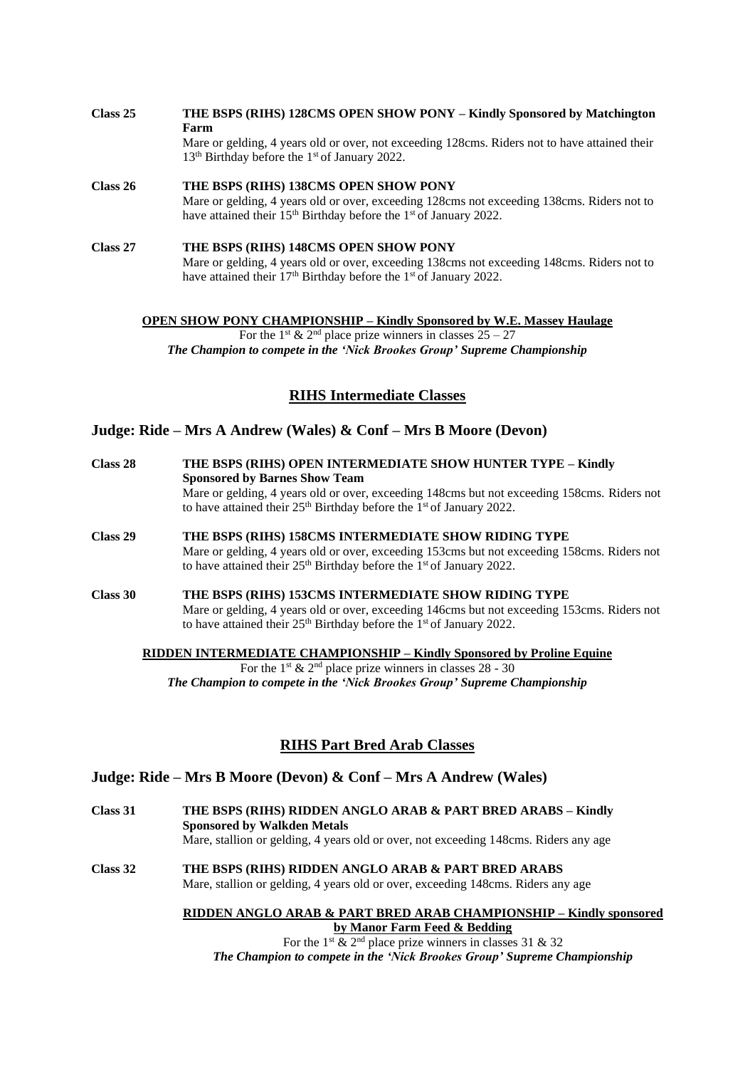**Class 25** **THE BSPS (RIHS) 128CMS OPEN SHOW PONY – Kindly Sponsored by Matchington Farm**

Mare or gelding, 4 years old or over, not exceeding 128cms. Riders not to have attained their 13th Birthday before the 1st of January 2022.

**Class 26** **THE BSPS (RIHS) 138CMS OPEN SHOW PONY**

Mare or gelding, 4 years old or over, exceeding 128cms not exceeding 138cms. Riders not to have attained their 15th Birthday before the 1st of January 2022.

**Class 27** **THE BSPS (RIHS) 148CMS OPEN SHOW PONY**

Mare or gelding, 4 years old or over, exceeding 138cms not exceeding 148cms. Riders not to have attained their 17th Birthday before the 1st of January 2022.

**OPEN SHOW PONY CHAMPIONSHIP – Kindly Sponsored by W.E. Massey Haulage**

For the 1st & 2nd place prize winners in classes 25 – 27

***The Champion to compete in the 'Nick Brookes Group' Supreme Championship***

## RIHS Intermediate Classes

### Judge: Ride – Mrs A Andrew (Wales) & Conf – Mrs B Moore (Devon)

**Class 28** **THE BSPS (RIHS) OPEN INTERMEDIATE SHOW HUNTER TYPE – Kindly Sponsored by Barnes Show Team**

Mare or gelding, 4 years old or over, exceeding 148cms but not exceeding 158cms. Riders not to have attained their 25th Birthday before the 1st of January 2022.

**Class 29** **THE BSPS (RIHS) 158CMS INTERMEDIATE SHOW RIDING TYPE**

Mare or gelding, 4 years old or over, exceeding 153cms but not exceeding 158cms. Riders not to have attained their 25th Birthday before the 1st of January 2022.

**Class 30** **THE BSPS (RIHS) 153CMS INTERMEDIATE SHOW RIDING TYPE**

Mare or gelding, 4 years old or over, exceeding 146cms but not exceeding 153cms. Riders not to have attained their 25th Birthday before the 1st of January 2022.

**RIDDEN INTERMEDIATE CHAMPIONSHIP – Kindly Sponsored by Proline Equine**

For the 1st & 2nd place prize winners in classes 28 - 30

***The Champion to compete in the 'Nick Brookes Group' Supreme Championship***

## RIHS Part Bred Arab Classes

### Judge: Ride – Mrs B Moore (Devon) & Conf – Mrs A Andrew (Wales)

**Class 31** **THE BSPS (RIHS) RIDDEN ANGLO ARAB & PART BRED ARABS – Kindly Sponsored by Walkden Metals**

Mare, stallion or gelding, 4 years old or over, not exceeding 148cms. Riders any age

**Class 32** **THE BSPS (RIHS) RIDDEN ANGLO ARAB & PART BRED ARABS**

Mare, stallion or gelding, 4 years old or over, exceeding 148cms. Riders any age

**RIDDEN ANGLO ARAB & PART BRED ARAB CHAMPIONSHIP – Kindly sponsored by Manor Farm Feed & Bedding**

For the 1st & 2nd place prize winners in classes 31 & 32

***The Champion to compete in the 'Nick Brookes Group' Supreme Championship***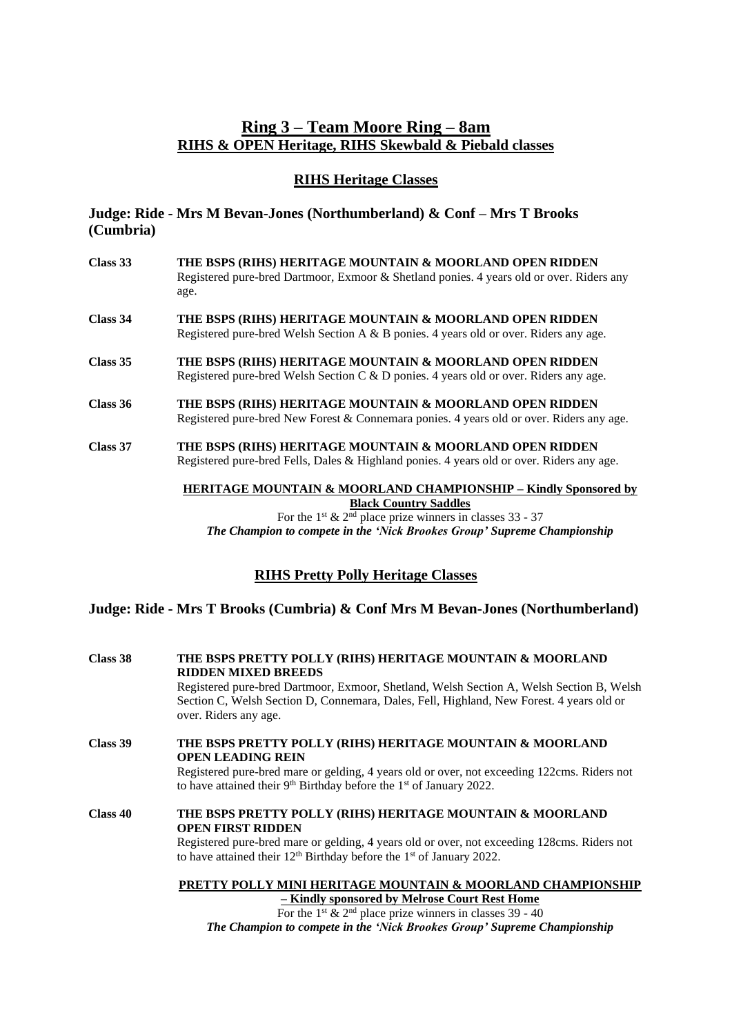## Ring 3 – Team Moore Ring – 8am

**RIHS & OPEN Heritage, RIHS Skewbald & Piebald classes**

### RIHS Heritage Classes

### Judge: Ride - Mrs M Bevan-Jones (Northumberland) & Conf – Mrs T Brooks (Cumbria)

**Class 33** — **THE BSPS (RIHS) HERITAGE MOUNTAIN & MOORLAND OPEN RIDDEN**
Registered pure-bred Dartmoor, Exmoor & Shetland ponies. 4 years old or over. Riders any age.

**Class 34** — **THE BSPS (RIHS) HERITAGE MOUNTAIN & MOORLAND OPEN RIDDEN**
Registered pure-bred Welsh Section A & B ponies. 4 years old or over. Riders any age.

**Class 35** — **THE BSPS (RIHS) HERITAGE MOUNTAIN & MOORLAND OPEN RIDDEN**
Registered pure-bred Welsh Section C & D ponies. 4 years old or over. Riders any age.

**Class 36** — **THE BSPS (RIHS) HERITAGE MOUNTAIN & MOORLAND OPEN RIDDEN**
Registered pure-bred New Forest & Connemara ponies. 4 years old or over. Riders any age.

**Class 37** — **THE BSPS (RIHS) HERITAGE MOUNTAIN & MOORLAND OPEN RIDDEN**
Registered pure-bred Fells, Dales & Highland ponies. 4 years old or over. Riders any age.

**HERITAGE MOUNTAIN & MOORLAND CHAMPIONSHIP – Kindly Sponsored by Black Country Saddles**
For the 1st & 2nd place prize winners in classes 33 - 37
***The Champion to compete in the 'Nick Brookes Group' Supreme Championship***

### RIHS Pretty Polly Heritage Classes

### Judge: Ride - Mrs T Brooks (Cumbria) & Conf Mrs M Bevan-Jones (Northumberland)

**Class 38** — **THE BSPS PRETTY POLLY (RIHS) HERITAGE MOUNTAIN & MOORLAND RIDDEN MIXED BREEDS**
Registered pure-bred Dartmoor, Exmoor, Shetland, Welsh Section A, Welsh Section B, Welsh Section C, Welsh Section D, Connemara, Dales, Fell, Highland, New Forest. 4 years old or over. Riders any age.

**Class 39** — **THE BSPS PRETTY POLLY (RIHS) HERITAGE MOUNTAIN & MOORLAND OPEN LEADING REIN**
Registered pure-bred mare or gelding, 4 years old or over, not exceeding 122cms. Riders not to have attained their 9th Birthday before the 1st of January 2022.

**Class 40** — **THE BSPS PRETTY POLLY (RIHS) HERITAGE MOUNTAIN & MOORLAND OPEN FIRST RIDDEN**
Registered pure-bred mare or gelding, 4 years old or over, not exceeding 128cms. Riders not to have attained their 12th Birthday before the 1st of January 2022.

**PRETTY POLLY MINI HERITAGE MOUNTAIN & MOORLAND CHAMPIONSHIP – Kindly sponsored by Melrose Court Rest Home**
For the 1st & 2nd place prize winners in classes 39 - 40
***The Champion to compete in the 'Nick Brookes Group' Supreme Championship***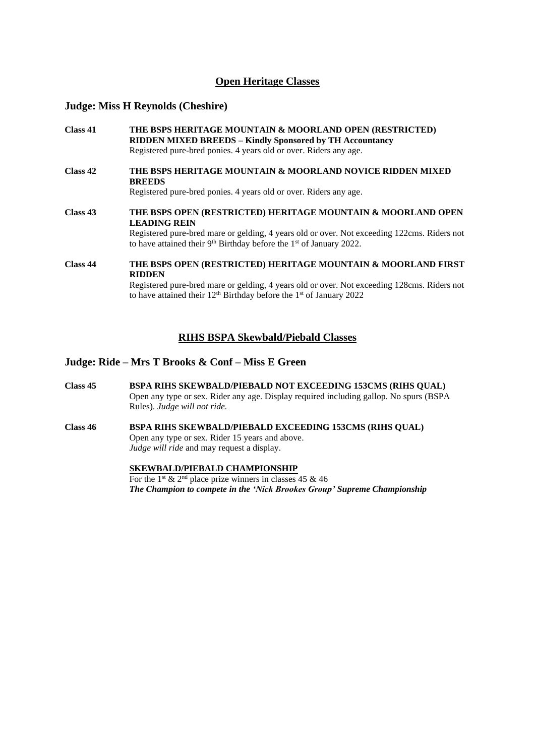## Open Heritage Classes

### Judge: Miss H Reynolds (Cheshire)

**Class 41** **THE BSPS HERITAGE MOUNTAIN & MOORLAND OPEN (RESTRICTED) RIDDEN MIXED BREEDS – Kindly Sponsored by TH Accountancy**
Registered pure-bred ponies. 4 years old or over. Riders any age.

**Class 42** **THE BSPS HERITAGE MOUNTAIN & MOORLAND NOVICE RIDDEN MIXED BREEDS**
Registered pure-bred ponies. 4 years old or over. Riders any age.

**Class 43** **THE BSPS OPEN (RESTRICTED) HERITAGE MOUNTAIN & MOORLAND OPEN LEADING REIN**
Registered pure-bred mare or gelding, 4 years old or over. Not exceeding 122cms. Riders not to have attained their 9th Birthday before the 1st of January 2022.

**Class 44** **THE BSPS OPEN (RESTRICTED) HERITAGE MOUNTAIN & MOORLAND FIRST RIDDEN**
Registered pure-bred mare or gelding, 4 years old or over. Not exceeding 128cms. Riders not to have attained their 12th Birthday before the 1st of January 2022

## RIHS BSPA Skewbald/Piebald Classes

### Judge: Ride – Mrs T Brooks & Conf – Miss E Green

**Class 45** **BSPA RIHS SKEWBALD/PIEBALD NOT EXCEEDING 153CMS (RIHS QUAL)**
Open any type or sex. Rider any age. Display required including gallop. No spurs (BSPA Rules). *Judge will not ride.*

**Class 46** **BSPA RIHS SKEWBALD/PIEBALD EXCEEDING 153CMS (RIHS QUAL)**
Open any type or sex. Rider 15 years and above.
*Judge will ride* and may request a display.

**SKEWBALD/PIEBALD CHAMPIONSHIP**
For the 1st & 2nd place prize winners in classes 45 & 46
***The Champion to compete in the 'Nick Brookes Group' Supreme Championship***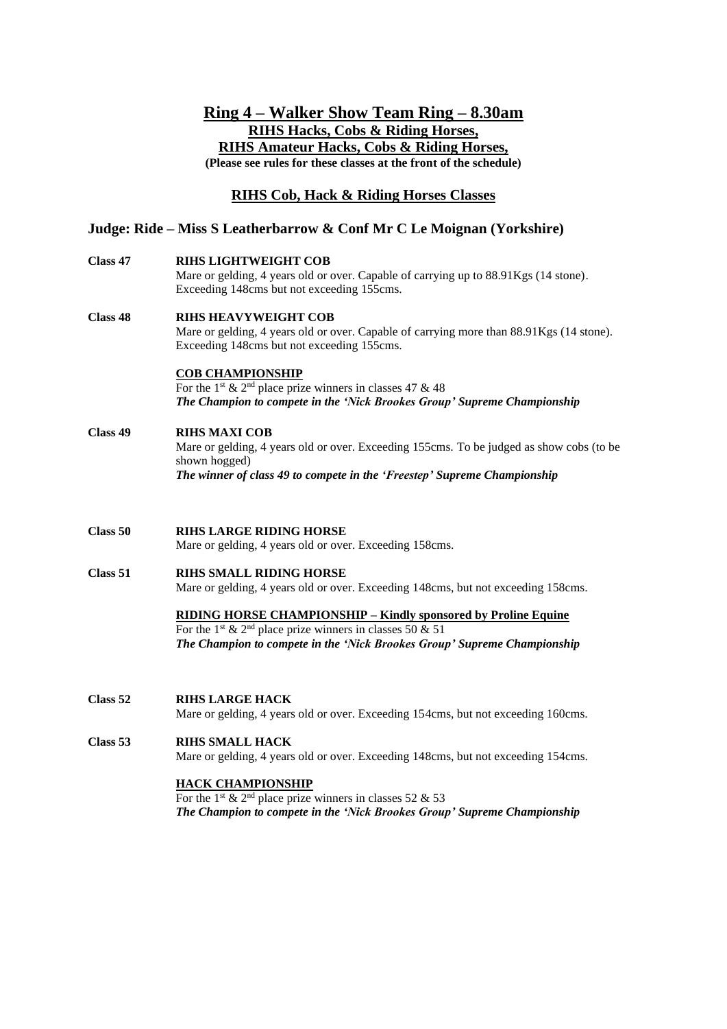## Ring 4 – Walker Show Team Ring – 8.30am

**RIHS Hacks, Cobs & Riding Horses,**

**RIHS Amateur Hacks, Cobs & Riding Horses,**

**(Please see rules for these classes at the front of the schedule)**

### RIHS Cob, Hack & Riding Horses Classes

### Judge: Ride – Miss S Leatherbarrow & Conf Mr C Le Moignan (Yorkshire)

**Class 47** **RIHS LIGHTWEIGHT COB**
Mare or gelding, 4 years old or over. Capable of carrying up to 88.91Kgs (14 stone). Exceeding 148cms but not exceeding 155cms.

**Class 48** **RIHS HEAVYWEIGHT COB**
Mare or gelding, 4 years old or over. Capable of carrying more than 88.91Kgs (14 stone). Exceeding 148cms but not exceeding 155cms.

**COB CHAMPIONSHIP**
For the 1st & 2nd place prize winners in classes 47 & 48
***The Champion to compete in the 'Nick Brookes Group' Supreme Championship***

**Class 49** **RIHS MAXI COB**
Mare or gelding, 4 years old or over. Exceeding 155cms. To be judged as show cobs (to be shown hogged)
***The winner of class 49 to compete in the 'Freestep' Supreme Championship***

**Class 50** **RIHS LARGE RIDING HORSE**
Mare or gelding, 4 years old or over. Exceeding 158cms.

**Class 51** **RIHS SMALL RIDING HORSE**
Mare or gelding, 4 years old or over. Exceeding 148cms, but not exceeding 158cms.

**RIDING HORSE CHAMPIONSHIP – Kindly sponsored by Proline Equine**
For the 1st & 2nd place prize winners in classes 50 & 51
***The Champion to compete in the 'Nick Brookes Group' Supreme Championship***

**Class 52** **RIHS LARGE HACK**
Mare or gelding, 4 years old or over. Exceeding 154cms, but not exceeding 160cms.

**Class 53** **RIHS SMALL HACK**
Mare or gelding, 4 years old or over. Exceeding 148cms, but not exceeding 154cms.

**HACK CHAMPIONSHIP**
For the 1st & 2nd place prize winners in classes 52 & 53
***The Champion to compete in the 'Nick Brookes Group' Supreme Championship***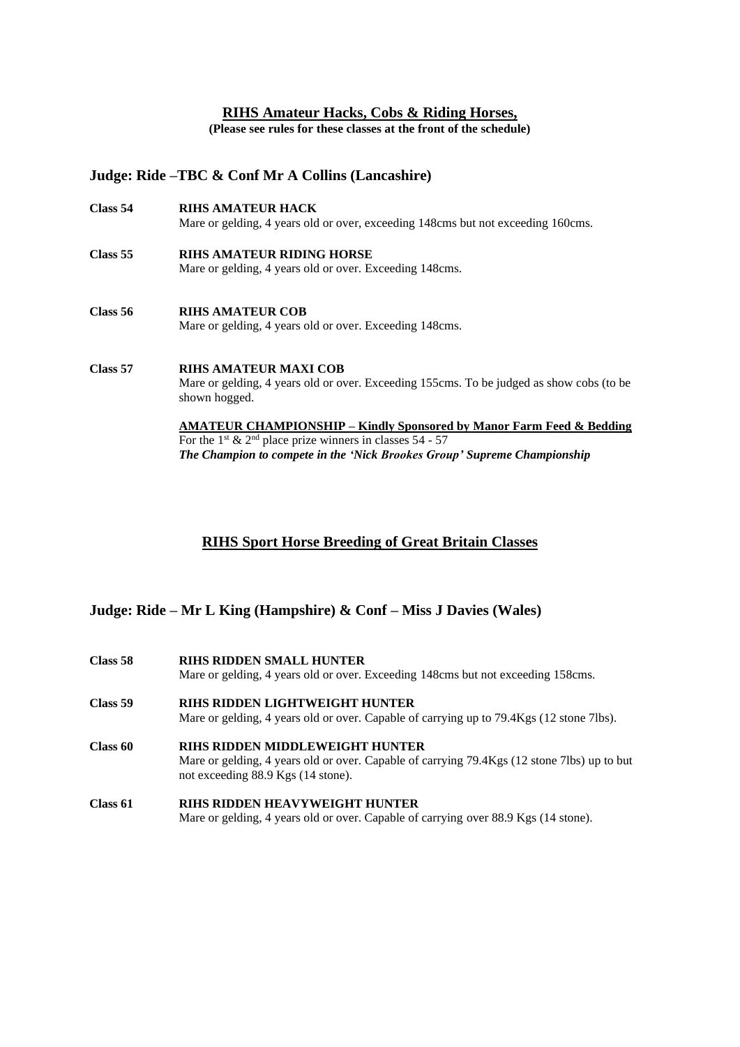## RIHS Amateur Hacks, Cobs & Riding Horses,

**(Please see rules for these classes at the front of the schedule)**

### Judge: Ride –TBC & Conf Mr A Collins (Lancashire)

**Class 54** **RIHS AMATEUR HACK**
Mare or gelding, 4 years old or over, exceeding 148cms but not exceeding 160cms.

**Class 55** **RIHS AMATEUR RIDING HORSE**
Mare or gelding, 4 years old or over. Exceeding 148cms.

**Class 56** **RIHS AMATEUR COB**
Mare or gelding, 4 years old or over. Exceeding 148cms.

**Class 57** **RIHS AMATEUR MAXI COB**
Mare or gelding, 4 years old or over. Exceeding 155cms. To be judged as show cobs (to be shown hogged.

**AMATEUR CHAMPIONSHIP – Kindly Sponsored by Manor Farm Feed & Bedding**
For the 1st & 2nd place prize winners in classes 54 - 57
***The Champion to compete in the 'Nick Brookes Group' Supreme Championship***

## RIHS Sport Horse Breeding of Great Britain Classes

### Judge: Ride – Mr L King (Hampshire) & Conf – Miss J Davies (Wales)

**Class 58** **RIHS RIDDEN SMALL HUNTER**
Mare or gelding, 4 years old or over. Exceeding 148cms but not exceeding 158cms.

**Class 59** **RIHS RIDDEN LIGHTWEIGHT HUNTER**
Mare or gelding, 4 years old or over. Capable of carrying up to 79.4Kgs (12 stone 7lbs).

**Class 60** **RIHS RIDDEN MIDDLEWEIGHT HUNTER**
Mare or gelding, 4 years old or over. Capable of carrying 79.4Kgs (12 stone 7lbs) up to but not exceeding 88.9 Kgs (14 stone).

**Class 61** **RIHS RIDDEN HEAVYWEIGHT HUNTER**
Mare or gelding, 4 years old or over. Capable of carrying over 88.9 Kgs (14 stone).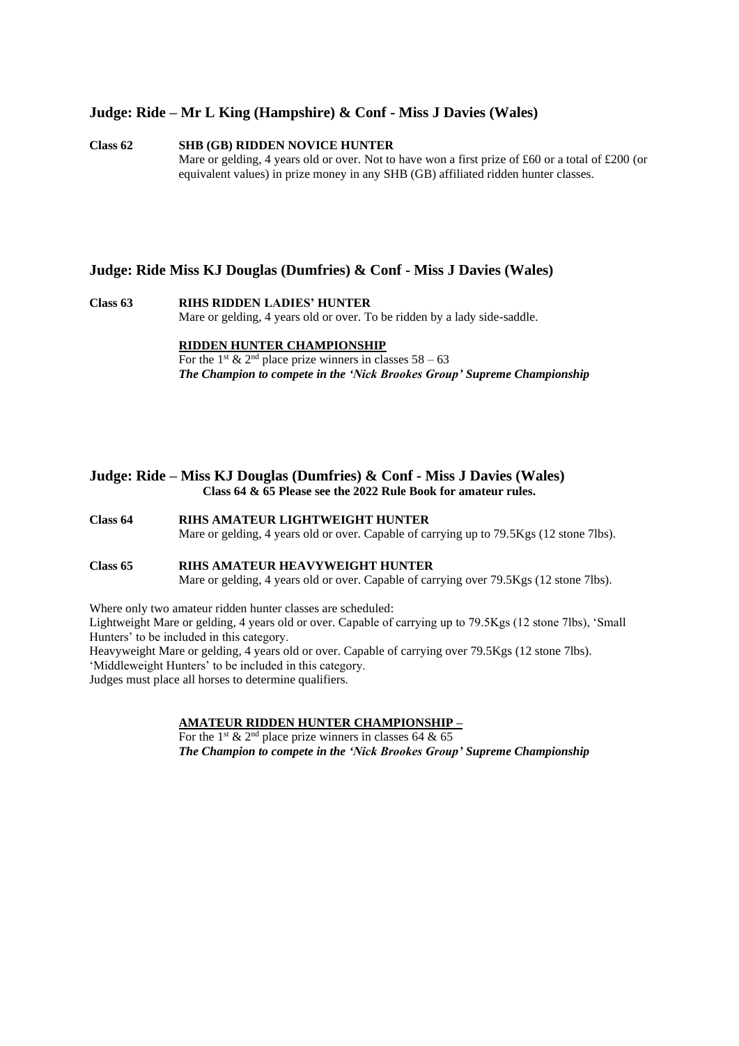## Judge: Ride – Mr L King (Hampshire) & Conf - Miss J Davies (Wales)

**Class 62 SHB (GB) RIDDEN NOVICE HUNTER**
Mare or gelding, 4 years old or over. Not to have won a first prize of £60 or a total of £200 (or equivalent values) in prize money in any SHB (GB) affiliated ridden hunter classes.

## Judge: Ride Miss KJ Douglas (Dumfries) & Conf - Miss J Davies (Wales)

**Class 63 RIHS RIDDEN LADIES' HUNTER**
Mare or gelding, 4 years old or over. To be ridden by a lady side-saddle.

**RIDDEN HUNTER CHAMPIONSHIP**
For the 1st & 2nd place prize winners in classes 58 – 63
***The Champion to compete in the 'Nick Brookes Group' Supreme Championship***

## Judge: Ride – Miss KJ Douglas (Dumfries) & Conf - Miss J Davies (Wales)

**Class 64 & 65 Please see the 2022 Rule Book for amateur rules.**

**Class 64 RIHS AMATEUR LIGHTWEIGHT HUNTER**
Mare or gelding, 4 years old or over. Capable of carrying up to 79.5Kgs (12 stone 7lbs).

**Class 65 RIHS AMATEUR HEAVYWEIGHT HUNTER**
Mare or gelding, 4 years old or over. Capable of carrying over 79.5Kgs (12 stone 7lbs).

Where only two amateur ridden hunter classes are scheduled:
Lightweight Mare or gelding, 4 years old or over. Capable of carrying up to 79.5Kgs (12 stone 7lbs), 'Small Hunters' to be included in this category.
Heavyweight Mare or gelding, 4 years old or over. Capable of carrying over 79.5Kgs (12 stone 7lbs). 'Middleweight Hunters' to be included in this category.
Judges must place all horses to determine qualifiers.

**AMATEUR RIDDEN HUNTER CHAMPIONSHIP –**
For the 1st & 2nd place prize winners in classes 64 & 65
***The Champion to compete in the 'Nick Brookes Group' Supreme Championship***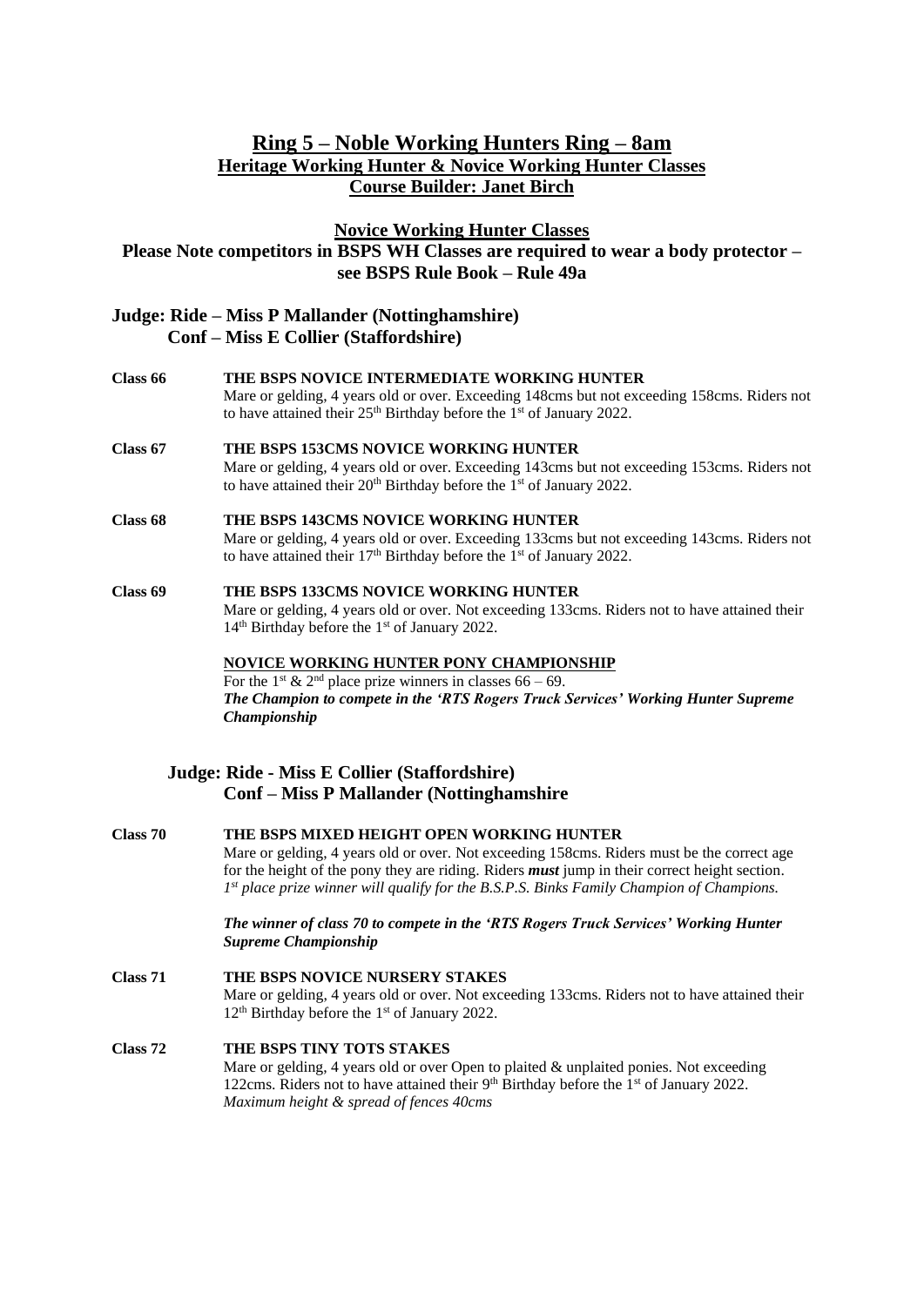## Ring 5 – Noble Working Hunters Ring – 8am

**Heritage Working Hunter & Novice Working Hunter Classes**

**Course Builder: Janet Birch**

**Novice Working Hunter Classes**

**Please Note competitors in BSPS WH Classes are required to wear a body protector – see BSPS Rule Book – Rule 49a**

**Judge: Ride – Miss P Mallander (Nottinghamshire)**
**Conf – Miss E Collier (Staffordshire)**

**Class 66** **THE BSPS NOVICE INTERMEDIATE WORKING HUNTER**
Mare or gelding, 4 years old or over. Exceeding 148cms but not exceeding 158cms. Riders not to have attained their 25th Birthday before the 1st of January 2022.

**Class 67** **THE BSPS 153CMS NOVICE WORKING HUNTER**
Mare or gelding, 4 years old or over. Exceeding 143cms but not exceeding 153cms. Riders not to have attained their 20th Birthday before the 1st of January 2022.

**Class 68** **THE BSPS 143CMS NOVICE WORKING HUNTER**
Mare or gelding, 4 years old or over. Exceeding 133cms but not exceeding 143cms. Riders not to have attained their 17th Birthday before the 1st of January 2022.

**Class 69** **THE BSPS 133CMS NOVICE WORKING HUNTER**
Mare or gelding, 4 years old or over. Not exceeding 133cms. Riders not to have attained their 14th Birthday before the 1st of January 2022.

**NOVICE WORKING HUNTER PONY CHAMPIONSHIP**
For the 1st & 2nd place prize winners in classes 66 – 69.
***The Champion to compete in the 'RTS Rogers Truck Services' Working Hunter Supreme Championship***

**Judge: Ride - Miss E Collier (Staffordshire)**
**Conf – Miss P Mallander (Nottinghamshire**

**Class 70** **THE BSPS MIXED HEIGHT OPEN WORKING HUNTER**
Mare or gelding, 4 years old or over. Not exceeding 158cms. Riders must be the correct age for the height of the pony they are riding. Riders ***must*** jump in their correct height section.
*1st place prize winner will qualify for the B.S.P.S. Binks Family Champion of Champions.*

***The winner of class 70 to compete in the 'RTS Rogers Truck Services' Working Hunter Supreme Championship***

**Class 71** **THE BSPS NOVICE NURSERY STAKES**
Mare or gelding, 4 years old or over. Not exceeding 133cms. Riders not to have attained their 12th Birthday before the 1st of January 2022.

**Class 72** **THE BSPS TINY TOTS STAKES**
Mare or gelding, 4 years old or over Open to plaited & unplaited ponies. Not exceeding 122cms. Riders not to have attained their 9th Birthday before the 1st of January 2022.
*Maximum height & spread of fences 40cms*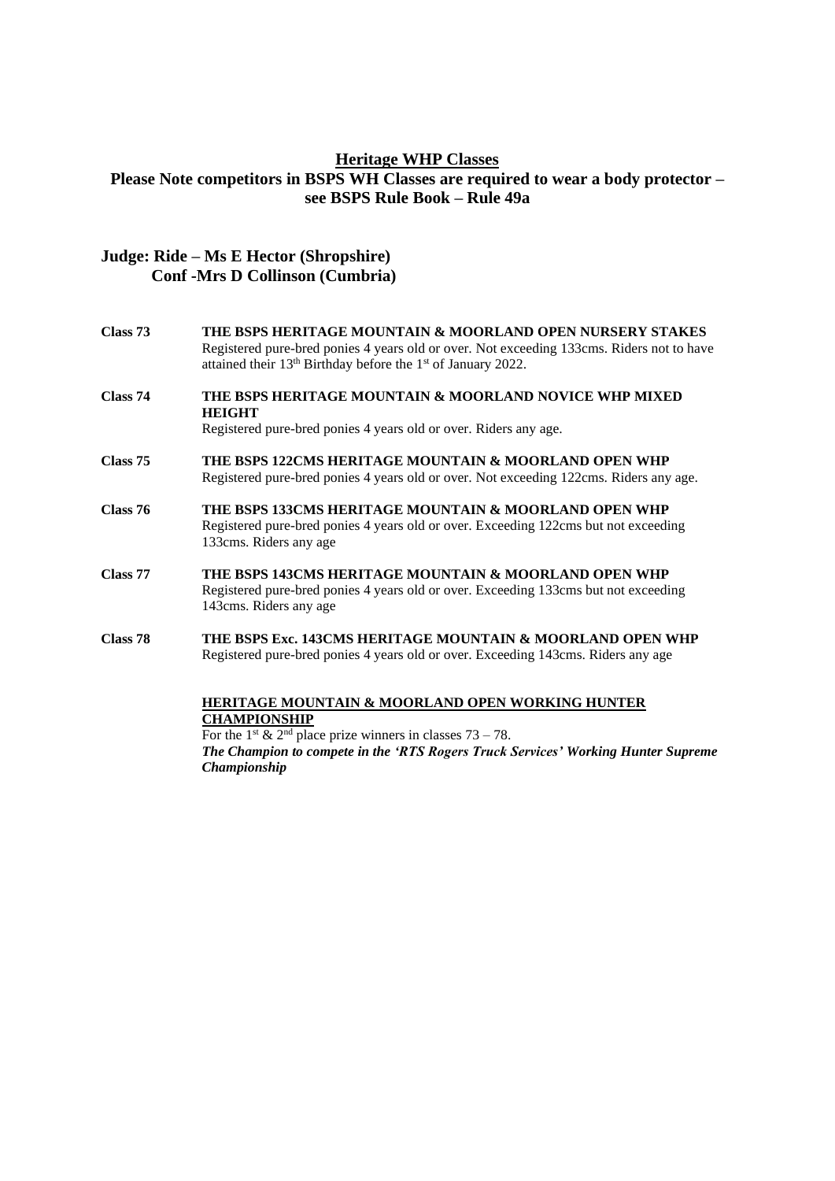## Heritage WHP Classes

**Please Note competitors in BSPS WH Classes are required to wear a body protector – see BSPS Rule Book – Rule 49a**

**Judge: Ride – Ms E Hector (Shropshire)**
**Conf -Mrs D Collinson (Cumbria)**

**Class 73** **THE BSPS HERITAGE MOUNTAIN & MOORLAND OPEN NURSERY STAKES**
Registered pure-bred ponies 4 years old or over. Not exceeding 133cms. Riders not to have attained their 13th Birthday before the 1st of January 2022.

**Class 74** **THE BSPS HERITAGE MOUNTAIN & MOORLAND NOVICE WHP MIXED HEIGHT**
Registered pure-bred ponies 4 years old or over. Riders any age.

**Class 75** **THE BSPS 122CMS HERITAGE MOUNTAIN & MOORLAND OPEN WHP**
Registered pure-bred ponies 4 years old or over. Not exceeding 122cms. Riders any age.

**Class 76** **THE BSPS 133CMS HERITAGE MOUNTAIN & MOORLAND OPEN WHP**
Registered pure-bred ponies 4 years old or over. Exceeding 122cms but not exceeding 133cms. Riders any age

**Class 77** **THE BSPS 143CMS HERITAGE MOUNTAIN & MOORLAND OPEN WHP**
Registered pure-bred ponies 4 years old or over. Exceeding 133cms but not exceeding 143cms. Riders any age

**Class 78** **THE BSPS Exc. 143CMS HERITAGE MOUNTAIN & MOORLAND OPEN WHP**
Registered pure-bred ponies 4 years old or over. Exceeding 143cms. Riders any age

**HERITAGE MOUNTAIN & MOORLAND OPEN WORKING HUNTER CHAMPIONSHIP**
For the 1st & 2nd place prize winners in classes 73 – 78.
***The Champion to compete in the 'RTS Rogers Truck Services' Working Hunter Supreme Championship***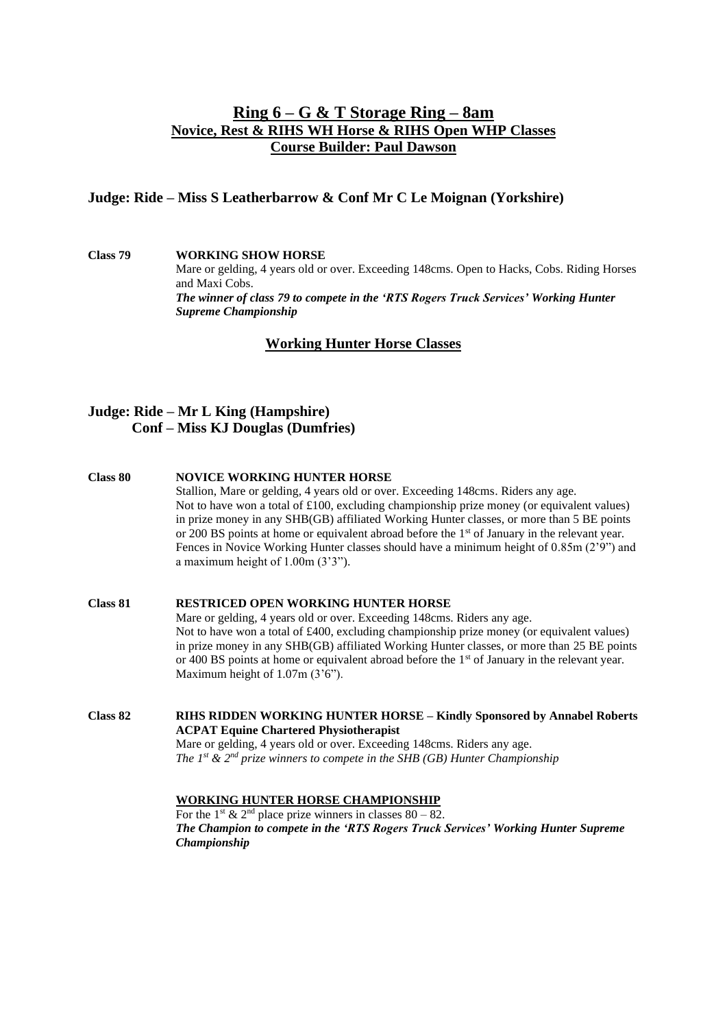## Ring 6 – G & T Storage Ring – 8am
### Novice, Rest & RIHS WH Horse & RIHS Open WHP Classes
### Course Builder: Paul Dawson

**Judge: Ride – Miss S Leatherbarrow & Conf Mr C Le Moignan (Yorkshire)**

**Class 79** **WORKING SHOW HORSE**
Mare or gelding, 4 years old or over. Exceeding 148cms. Open to Hacks, Cobs. Riding Horses and Maxi Cobs.
***The winner of class 79 to compete in the 'RTS Rogers Truck Services' Working Hunter Supreme Championship***

### Working Hunter Horse Classes

**Judge: Ride – Mr L King (Hampshire)**
**Conf – Miss KJ Douglas (Dumfries)**

**Class 80** **NOVICE WORKING HUNTER HORSE**
Stallion, Mare or gelding, 4 years old or over. Exceeding 148cms. Riders any age.
Not to have won a total of £100, excluding championship prize money (or equivalent values) in prize money in any SHB(GB) affiliated Working Hunter classes, or more than 5 BE points or 200 BS points at home or equivalent abroad before the 1st of January in the relevant year.
Fences in Novice Working Hunter classes should have a minimum height of 0.85m (2'9") and a maximum height of 1.00m (3'3").

**Class 81** **RESTRICED OPEN WORKING HUNTER HORSE**
Mare or gelding, 4 years old or over. Exceeding 148cms. Riders any age.
Not to have won a total of £400, excluding championship prize money (or equivalent values) in prize money in any SHB(GB) affiliated Working Hunter classes, or more than 25 BE points or 400 BS points at home or equivalent abroad before the 1st of January in the relevant year.
Maximum height of 1.07m (3'6").

**Class 82** **RIHS RIDDEN WORKING HUNTER HORSE – Kindly Sponsored by Annabel Roberts ACPAT Equine Chartered Physiotherapist**
Mare or gelding, 4 years old or over. Exceeding 148cms. Riders any age.
*The 1st & 2nd prize winners to compete in the SHB (GB) Hunter Championship*

**WORKING HUNTER HORSE CHAMPIONSHIP**
For the 1st & 2nd place prize winners in classes 80 – 82.
***The Champion to compete in the 'RTS Rogers Truck Services' Working Hunter Supreme Championship***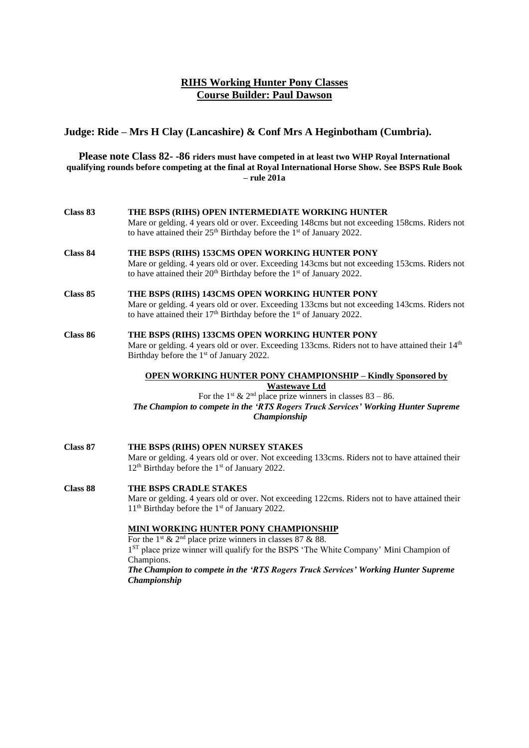# RIHS Working Hunter Pony Classes
## Course Builder: Paul Dawson

## Judge: Ride – Mrs H Clay (Lancashire) & Conf Mrs A Heginbotham (Cumbria).

**Please note Class 82- -86 riders must have competed in at least two WHP Royal International qualifying rounds before competing at the final at Royal International Horse Show. See BSPS Rule Book – rule 201a**

**Class 83** **THE BSPS (RIHS) OPEN INTERMEDIATE WORKING HUNTER**
Mare or gelding. 4 years old or over. Exceeding 148cms but not exceeding 158cms. Riders not to have attained their 25th Birthday before the 1st of January 2022.

**Class 84** **THE BSPS (RIHS) 153CMS OPEN WORKING HUNTER PONY**
Mare or gelding. 4 years old or over. Exceeding 143cms but not exceeding 153cms. Riders not to have attained their 20th Birthday before the 1st of January 2022.

**Class 85** **THE BSPS (RIHS) 143CMS OPEN WORKING HUNTER PONY**
Mare or gelding. 4 years old or over. Exceeding 133cms but not exceeding 143cms. Riders not to have attained their 17th Birthday before the 1st of January 2022.

**Class 86** **THE BSPS (RIHS) 133CMS OPEN WORKING HUNTER PONY**
Mare or gelding. 4 years old or over. Exceeding 133cms. Riders not to have attained their 14th Birthday before the 1st of January 2022.

**OPEN WORKING HUNTER PONY CHAMPIONSHIP – Kindly Sponsored by Wastewave Ltd**
For the 1st & 2nd place prize winners in classes 83 – 86.
***The Champion to compete in the 'RTS Rogers Truck Services' Working Hunter Supreme Championship***

**Class 87** **THE BSPS (RIHS) OPEN NURSEY STAKES**
Mare or gelding. 4 years old or over. Not exceeding 133cms. Riders not to have attained their 12th Birthday before the 1st of January 2022.

**Class 88** **THE BSPS CRADLE STAKES**
Mare or gelding. 4 years old or over. Not exceeding 122cms. Riders not to have attained their 11th Birthday before the 1st of January 2022.

**MINI WORKING HUNTER PONY CHAMPIONSHIP**
For the 1st & 2nd place prize winners in classes 87 & 88.
1ST place prize winner will qualify for the BSPS 'The White Company' Mini Champion of Champions.
***The Champion to compete in the 'RTS Rogers Truck Services' Working Hunter Supreme Championship***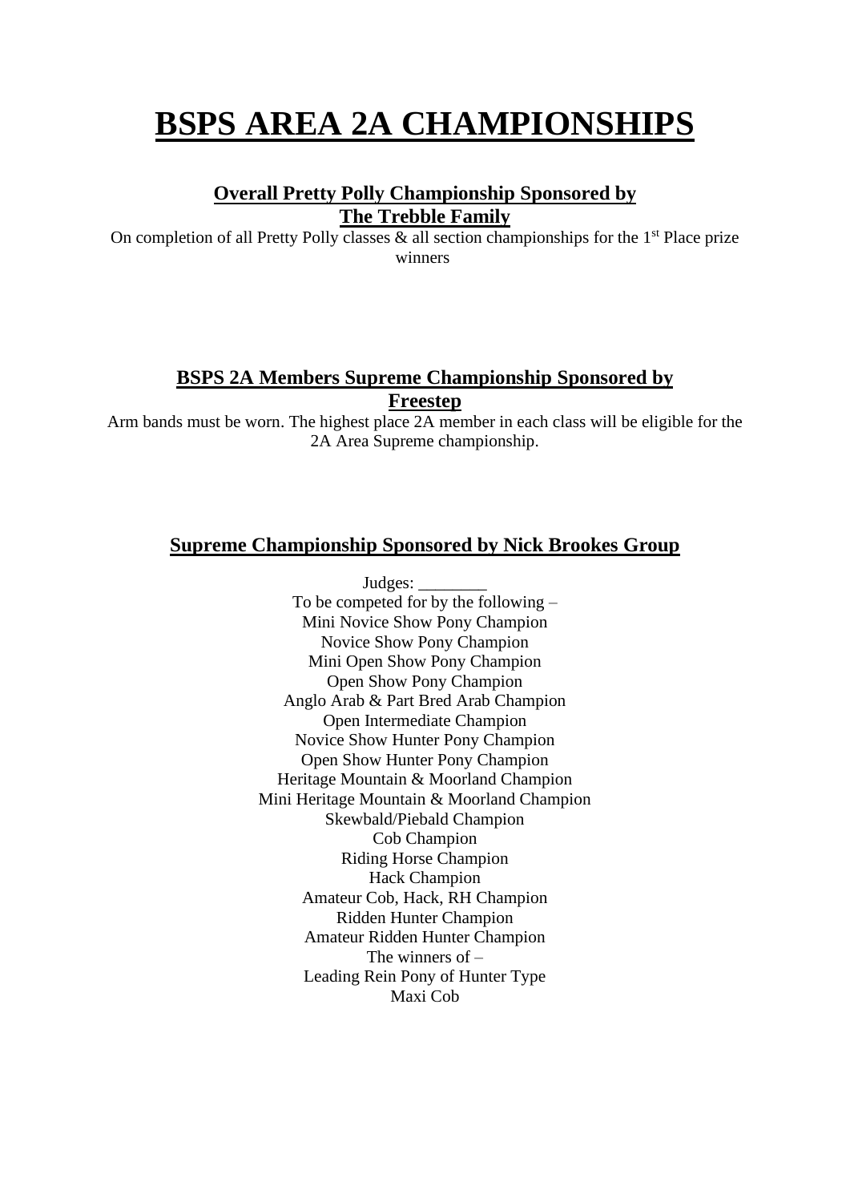# BSPS AREA 2A CHAMPIONSHIPS

### Overall Pretty Polly Championship Sponsored by The Trebble Family

On completion of all Pretty Polly classes & all section championships for the 1st Place prize winners

### BSPS 2A Members Supreme Championship Sponsored by Freestep

Arm bands must be worn. The highest place 2A member in each class will be eligible for the 2A Area Supreme championship.

### Supreme Championship Sponsored by Nick Brookes Group

Judges: ________

To be competed for by the following –

Mini Novice Show Pony Champion
Novice Show Pony Champion
Mini Open Show Pony Champion
Open Show Pony Champion
Anglo Arab & Part Bred Arab Champion
Open Intermediate Champion
Novice Show Hunter Pony Champion
Open Show Hunter Pony Champion
Heritage Mountain & Moorland Champion
Mini Heritage Mountain & Moorland Champion
Skewbald/Piebald Champion
Cob Champion
Riding Horse Champion
Hack Champion
Amateur Cob, Hack, RH Champion
Ridden Hunter Champion
Amateur Ridden Hunter Champion

The winners of –

Leading Rein Pony of Hunter Type
Maxi Cob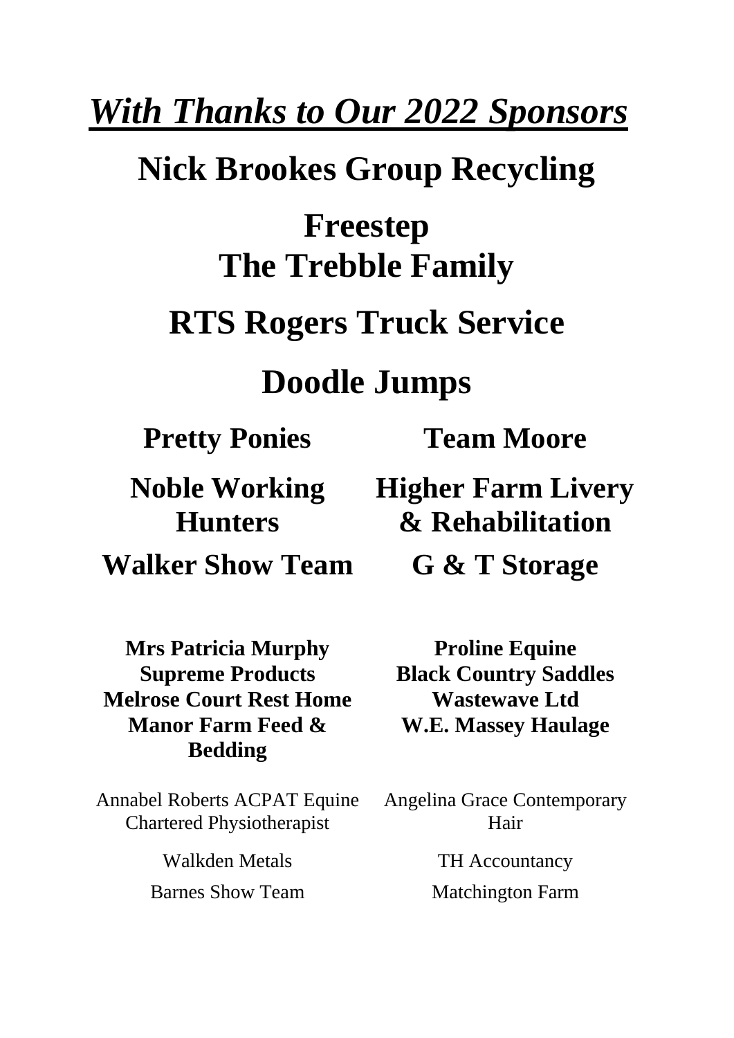# ***With Thanks to Our 2022 Sponsors***

## Nick Brookes Group Recycling

## Freestep
## The Trebble Family

## RTS Rogers Truck Service

## Doodle Jumps

### Pretty Ponies

### Noble Working Hunters

### Walker Show Team

### Team Moore

### Higher Farm Livery & Rehabilitation

### G & T Storage

**Mrs Patricia Murphy**
**Supreme Products**
**Melrose Court Rest Home**
**Manor Farm Feed & Bedding**

**Proline Equine**
**Black Country Saddles**
**Wastewave Ltd**
**W.E. Massey Haulage**

Annabel Roberts ACPAT Equine Chartered Physiotherapist

Walkden Metals

Barnes Show Team

Angelina Grace Contemporary Hair

TH Accountancy

Matchington Farm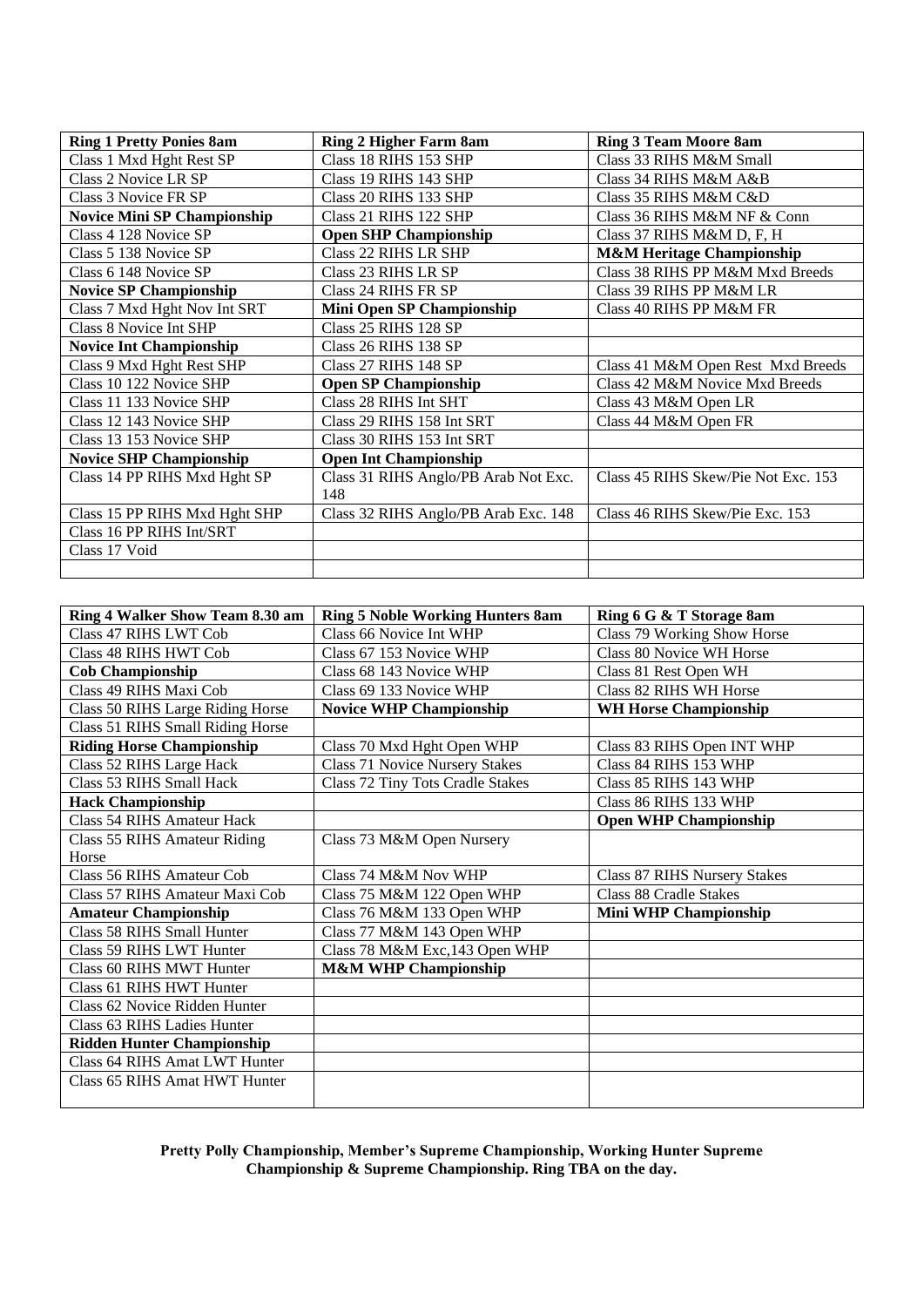| Ring 1 Pretty Ponies 8am | Ring 2 Higher Farm 8am | Ring 3 Team Moore 8am |
|---|---|---|
| Class 1 Mxd Hght Rest SP | Class 18 RIHS 153 SHP | Class 33 RIHS M&M Small |
| Class 2 Novice LR SP | Class 19 RIHS 143 SHP | Class 34 RIHS M&M A&B |
| Class 3 Novice FR SP | Class 20 RIHS 133 SHP | Class 35 RIHS M&M C&D |
| **Novice Mini SP Championship** | Class 21 RIHS 122 SHP | Class 36 RIHS M&M NF & Conn |
| Class 4 128 Novice SP | **Open SHP Championship** | Class 37 RIHS M&M D, F, H |
| Class 5 138 Novice SP | Class 22 RIHS LR SHP | **M&M Heritage Championship** |
| Class 6 148 Novice SP | Class 23 RIHS LR SP | Class 38 RIHS PP M&M Mxd Breeds |
| **Novice SP Championship** | Class 24 RIHS FR SP | Class 39 RIHS PP M&M LR |
| Class 7 Mxd Hght Nov Int SRT | **Mini Open SP Championship** | Class 40 RIHS PP M&M FR |
| Class 8 Novice Int SHP | Class 25 RIHS 128 SP | |
| **Novice Int Championship** | Class 26 RIHS 138 SP | |
| Class 9 Mxd Hght Rest SHP | Class 27 RIHS 148 SP | Class 41 M&M Open Rest Mxd Breeds |
| Class 10 122 Novice SHP | **Open SP Championship** | Class 42 M&M Novice Mxd Breeds |
| Class 11 133 Novice SHP | Class 28 RIHS Int SHT | Class 43 M&M Open LR |
| Class 12 143 Novice SHP | Class 29 RIHS 158 Int SRT | Class 44 M&M Open FR |
| Class 13 153 Novice SHP | Class 30 RIHS 153 Int SRT | |
| **Novice SHP Championship** | **Open Int Championship** | |
| Class 14 PP RIHS Mxd Hght SP | Class 31 RIHS Anglo/PB Arab Not Exc. 148 | Class 45 RIHS Skew/Pie Not Exc. 153 |
| Class 15 PP RIHS Mxd Hght SHP | Class 32 RIHS Anglo/PB Arab Exc. 148 | Class 46 RIHS Skew/Pie Exc. 153 |
| Class 16 PP RIHS Int/SRT | | |
| Class 17 Void | | |
| | | |

| Ring 4 Walker Show Team 8.30 am | Ring 5 Noble Working Hunters 8am | Ring 6 G & T Storage 8am |
|---|---|---|
| Class 47 RIHS LWT Cob | Class 66 Novice Int WHP | Class 79 Working Show Horse |
| Class 48 RIHS HWT Cob | Class 67 153 Novice WHP | Class 80 Novice WH Horse |
| **Cob Championship** | Class 68 143 Novice WHP | Class 81 Rest Open WH |
| Class 49 RIHS Maxi Cob | Class 69 133 Novice WHP | Class 82 RIHS WH Horse |
| Class 50 RIHS Large Riding Horse | **Novice WHP Championship** | **WH Horse Championship** |
| Class 51 RIHS Small Riding Horse | | |
| **Riding Horse Championship** | Class 70 Mxd Hght Open WHP | Class 83 RIHS Open INT WHP |
| Class 52 RIHS Large Hack | Class 71 Novice Nursery Stakes | Class 84 RIHS 153 WHP |
| Class 53 RIHS Small Hack | Class 72 Tiny Tots Cradle Stakes | Class 85 RIHS 143 WHP |
| **Hack Championship** | | Class 86 RIHS 133 WHP |
| Class 54 RIHS Amateur Hack | | **Open WHP Championship** |
| Class 55 RIHS Amateur Riding Horse | Class 73 M&M Open Nursery | |
| Class 56 RIHS Amateur Cob | Class 74 M&M Nov WHP | Class 87 RIHS Nursery Stakes |
| Class 57 RIHS Amateur Maxi Cob | Class 75 M&M 122 Open WHP | Class 88 Cradle Stakes |
| **Amateur Championship** | Class 76 M&M 133 Open WHP | **Mini WHP Championship** |
| Class 58 RIHS Small Hunter | Class 77 M&M 143 Open WHP | |
| Class 59 RIHS LWT Hunter | Class 78 M&M Exc,143 Open WHP | |
| Class 60 RIHS MWT Hunter | **M&M WHP Championship** | |
| Class 61 RIHS HWT Hunter | | |
| Class 62 Novice Ridden Hunter | | |
| Class 63 RIHS Ladies Hunter | | |
| **Ridden Hunter Championship** | | |
| Class 64 RIHS Amat LWT Hunter | | |
| Class 65 RIHS Amat HWT Hunter | | |

**Pretty Polly Championship, Member's Supreme Championship, Working Hunter Supreme Championship & Supreme Championship. Ring TBA on the day.**